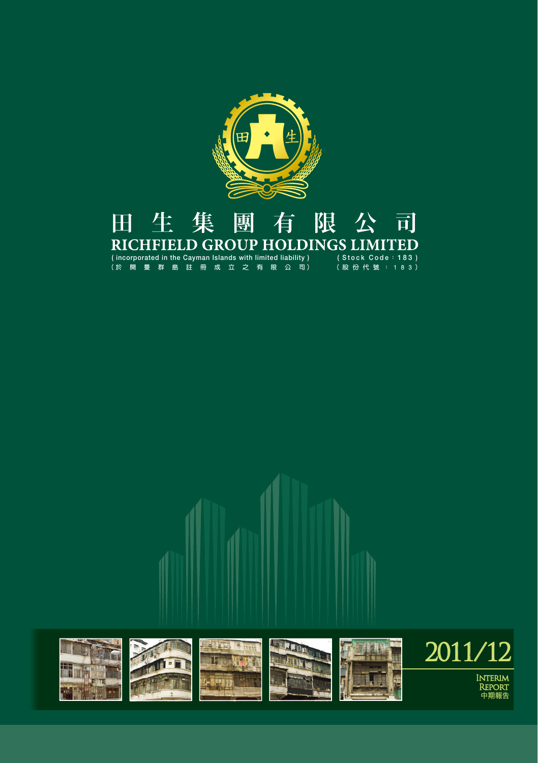# 田生集團有限公司

# RICHFIELD GROUP HOLDINGS LIMITED

( incorporated in the Cayman Islands with limited liability )
(於開曼群島註冊成立之有限公司)

( Stock Code : 183 )
(股份代號：183)

2011/12

INTERIM REPORT
中期報告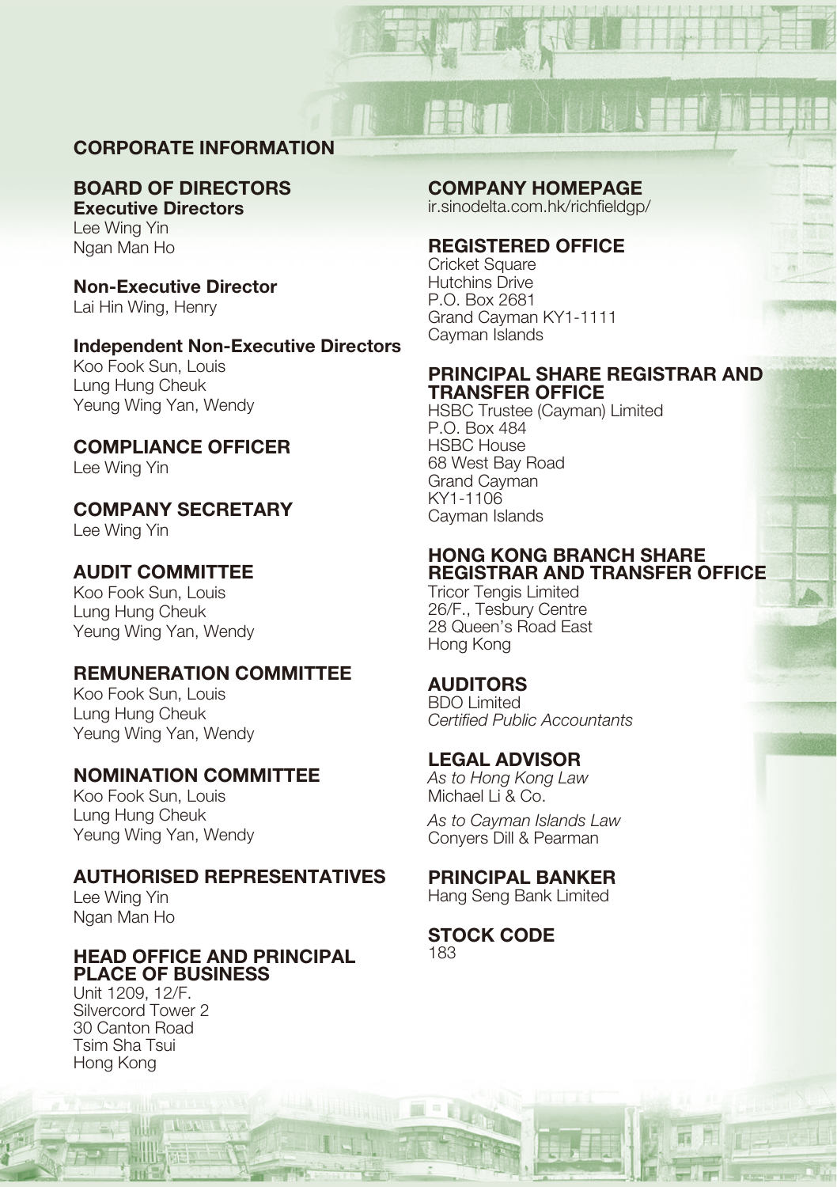# CORPORATE INFORMATION

## BOARD OF DIRECTORS

### Executive Directors

Lee Wing Yin
Ngan Man Ho

### Non-Executive Director

Lai Hin Wing, Henry

### Independent Non-Executive Directors

Koo Fook Sun, Louis
Lung Hung Cheuk
Yeung Wing Yan, Wendy

## COMPLIANCE OFFICER

Lee Wing Yin

## COMPANY SECRETARY

Lee Wing Yin

## AUDIT COMMITTEE

Koo Fook Sun, Louis
Lung Hung Cheuk
Yeung Wing Yan, Wendy

## REMUNERATION COMMITTEE

Koo Fook Sun, Louis
Lung Hung Cheuk
Yeung Wing Yan, Wendy

## NOMINATION COMMITTEE

Koo Fook Sun, Louis
Lung Hung Cheuk
Yeung Wing Yan, Wendy

## AUTHORISED REPRESENTATIVES

Lee Wing Yin
Ngan Man Ho

## HEAD OFFICE AND PRINCIPAL PLACE OF BUSINESS

Unit 1209, 12/F.
Silvercord Tower 2
30 Canton Road
Tsim Sha Tsui
Hong Kong

## COMPANY HOMEPAGE

ir.sinodelta.com.hk/richfieldgp/

## REGISTERED OFFICE

Cricket Square
Hutchins Drive
P.O. Box 2681
Grand Cayman KY1-1111
Cayman Islands

## PRINCIPAL SHARE REGISTRAR AND TRANSFER OFFICE

HSBC Trustee (Cayman) Limited
P.O. Box 484
HSBC House
68 West Bay Road
Grand Cayman
KY1-1106
Cayman Islands

## HONG KONG BRANCH SHARE REGISTRAR AND TRANSFER OFFICE

Tricor Tengis Limited
26/F., Tesbury Centre
28 Queen's Road East
Hong Kong

## AUDITORS

BDO Limited
*Certified Public Accountants*

## LEGAL ADVISOR

*As to Hong Kong Law*
Michael Li & Co.

*As to Cayman Islands Law*
Conyers Dill & Pearman

## PRINCIPAL BANKER

Hang Seng Bank Limited

## STOCK CODE

183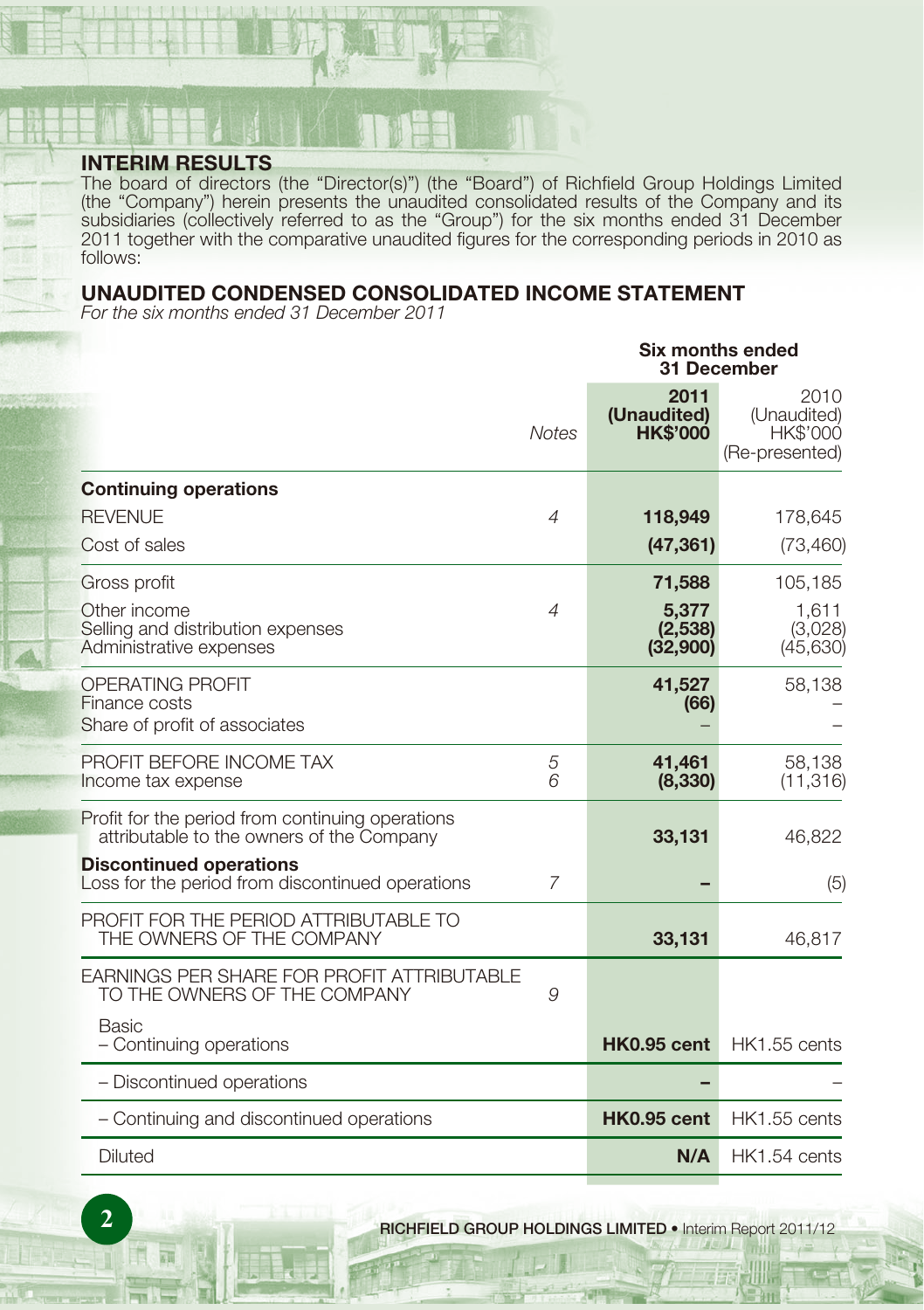## INTERIM RESULTS

The board of directors (the "Director(s)") (the "Board") of Richfield Group Holdings Limited (the "Company") herein presents the unaudited consolidated results of the Company and its subsidiaries (collectively referred to as the "Group") for the six months ended 31 December 2011 together with the comparative unaudited figures for the corresponding periods in 2010 as follows:

## UNAUDITED CONDENSED CONSOLIDATED INCOME STATEMENT

*For the six months ended 31 December 2011*

| | | Six months ended 31 December | |
|---|---|---|---|
| | *Notes* | **2011 (Unaudited) HK$'000** | 2010 (Unaudited) HK$'000 (Re-presented) |
| **Continuing operations** | | | |
| REVENUE | 4 | **118,949** | 178,645 |
| Cost of sales | | **(47,361)** | (73,460) |
| Gross profit | | **71,588** | 105,185 |
| Other income | 4 | **5,377** | 1,611 |
| Selling and distribution expenses | | **(2,538)** | (3,028) |
| Administrative expenses | | **(32,900)** | (45,630) |
| OPERATING PROFIT | | **41,527** | 58,138 |
| Finance costs | | **(66)** | – |
| Share of profit of associates | | **–** | – |
| PROFIT BEFORE INCOME TAX | 5 | **41,461** | 58,138 |
| Income tax expense | 6 | **(8,330)** | (11,316) |
| Profit for the period from continuing operations attributable to the owners of the Company | | **33,131** | 46,822 |
| **Discontinued operations** | | | |
| Loss for the period from discontinued operations | 7 | **–** | (5) |
| PROFIT FOR THE PERIOD ATTRIBUTABLE TO THE OWNERS OF THE COMPANY | | **33,131** | 46,817 |
| EARNINGS PER SHARE FOR PROFIT ATTRIBUTABLE TO THE OWNERS OF THE COMPANY | 9 | | |
| Basic | | | |
| – Continuing operations | | **HK0.95 cent** | HK1.55 cents |
| – Discontinued operations | | **–** | – |
| – Continuing and discontinued operations | | **HK0.95 cent** | HK1.55 cents |
| Diluted | | **N/A** | HK1.54 cents |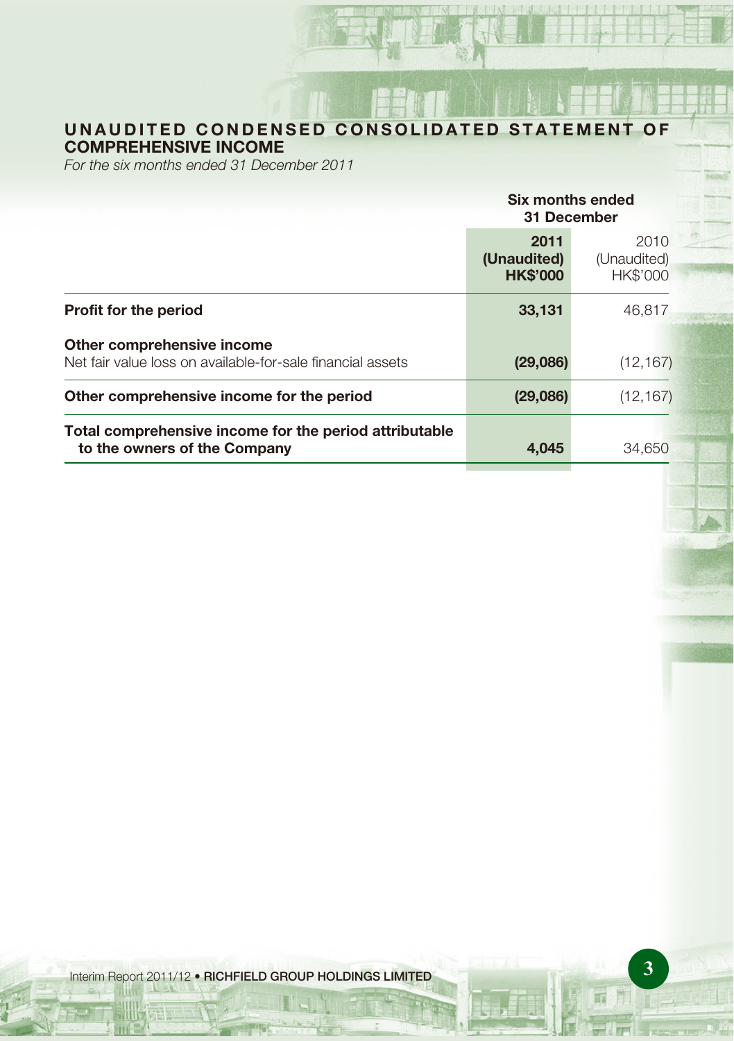# UNAUDITED CONDENSED CONSOLIDATED STATEMENT OF COMPREHENSIVE INCOME

*For the six months ended 31 December 2011*

| | Six months ended 31 December | |
|---|---|---|
| | **2011** **(Unaudited)** **HK$'000** | 2010 (Unaudited) HK$'000 |
| **Profit for the period** | **33,131** | 46,817 |
| **Other comprehensive income** | | |
| Net fair value loss on available-for-sale financial assets | **(29,086)** | (12,167) |
| **Other comprehensive income for the period** | **(29,086)** | (12,167) |
| **Total comprehensive income for the period attributable to the owners of the Company** | **4,045** | 34,650 |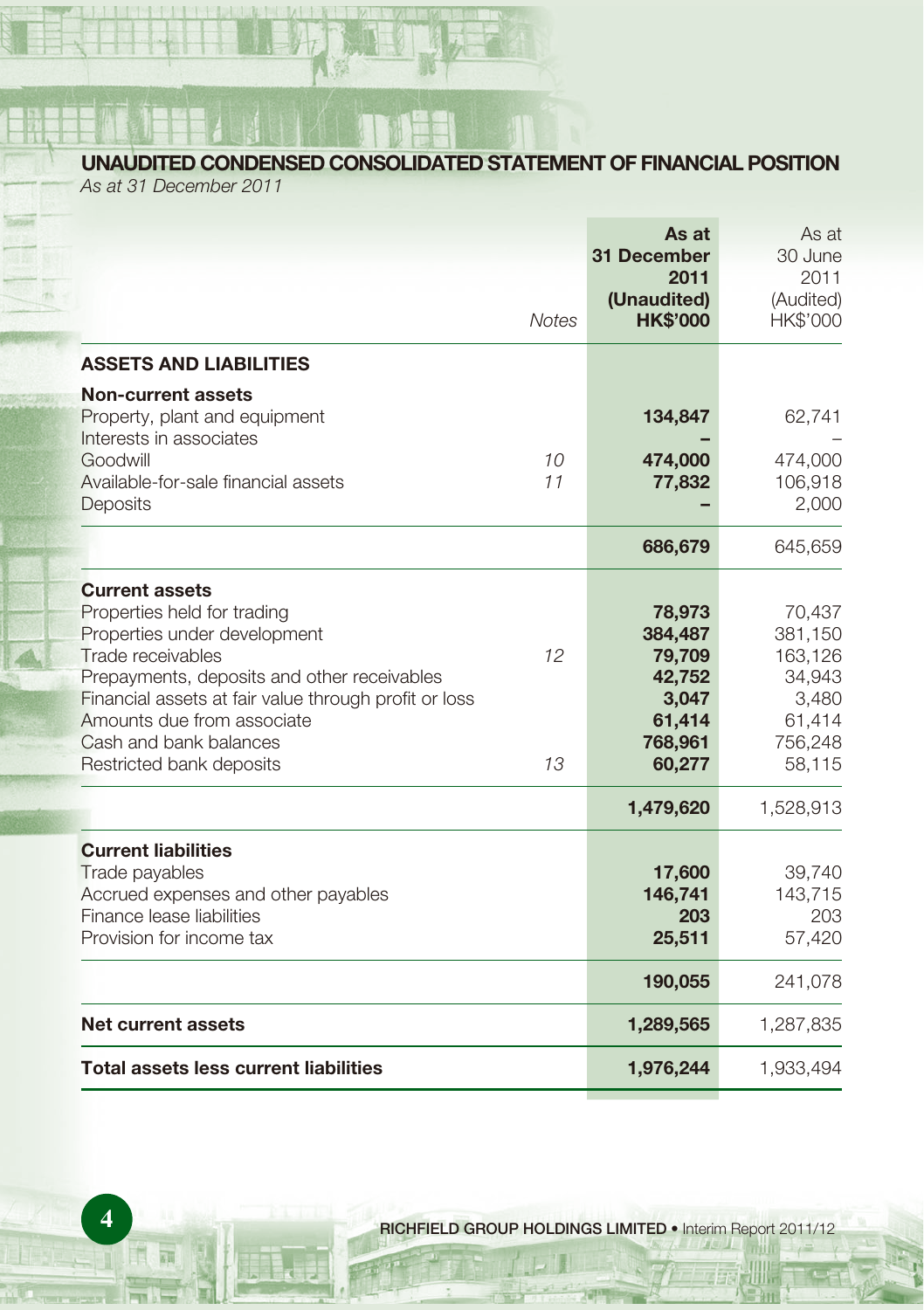## UNAUDITED CONDENSED CONSOLIDATED STATEMENT OF FINANCIAL POSITION

*As at 31 December 2011*

| | *Notes* | **As at 31 December 2011 (Unaudited) HK$'000** | As at 30 June 2011 (Audited) HK$'000 |
|---|---|---|---|
| **ASSETS AND LIABILITIES** | | | |
| **Non-current assets** | | | |
| Property, plant and equipment | | **134,847** | 62,741 |
| Interests in associates | | **–** | – |
| Goodwill | *10* | **474,000** | 474,000 |
| Available-for-sale financial assets | *11* | **77,832** | 106,918 |
| Deposits | | **–** | 2,000 |
| | | **686,679** | 645,659 |
| **Current assets** | | | |
| Properties held for trading | | **78,973** | 70,437 |
| Properties under development | | **384,487** | 381,150 |
| Trade receivables | *12* | **79,709** | 163,126 |
| Prepayments, deposits and other receivables | | **42,752** | 34,943 |
| Financial assets at fair value through profit or loss | | **3,047** | 3,480 |
| Amounts due from associate | | **61,414** | 61,414 |
| Cash and bank balances | | **768,961** | 756,248 |
| Restricted bank deposits | *13* | **60,277** | 58,115 |
| | | **1,479,620** | 1,528,913 |
| **Current liabilities** | | | |
| Trade payables | | **17,600** | 39,740 |
| Accrued expenses and other payables | | **146,741** | 143,715 |
| Finance lease liabilities | | **203** | 203 |
| Provision for income tax | | **25,511** | 57,420 |
| | | **190,055** | 241,078 |
| **Net current assets** | | **1,289,565** | 1,287,835 |
| **Total assets less current liabilities** | | **1,976,244** | 1,933,494 |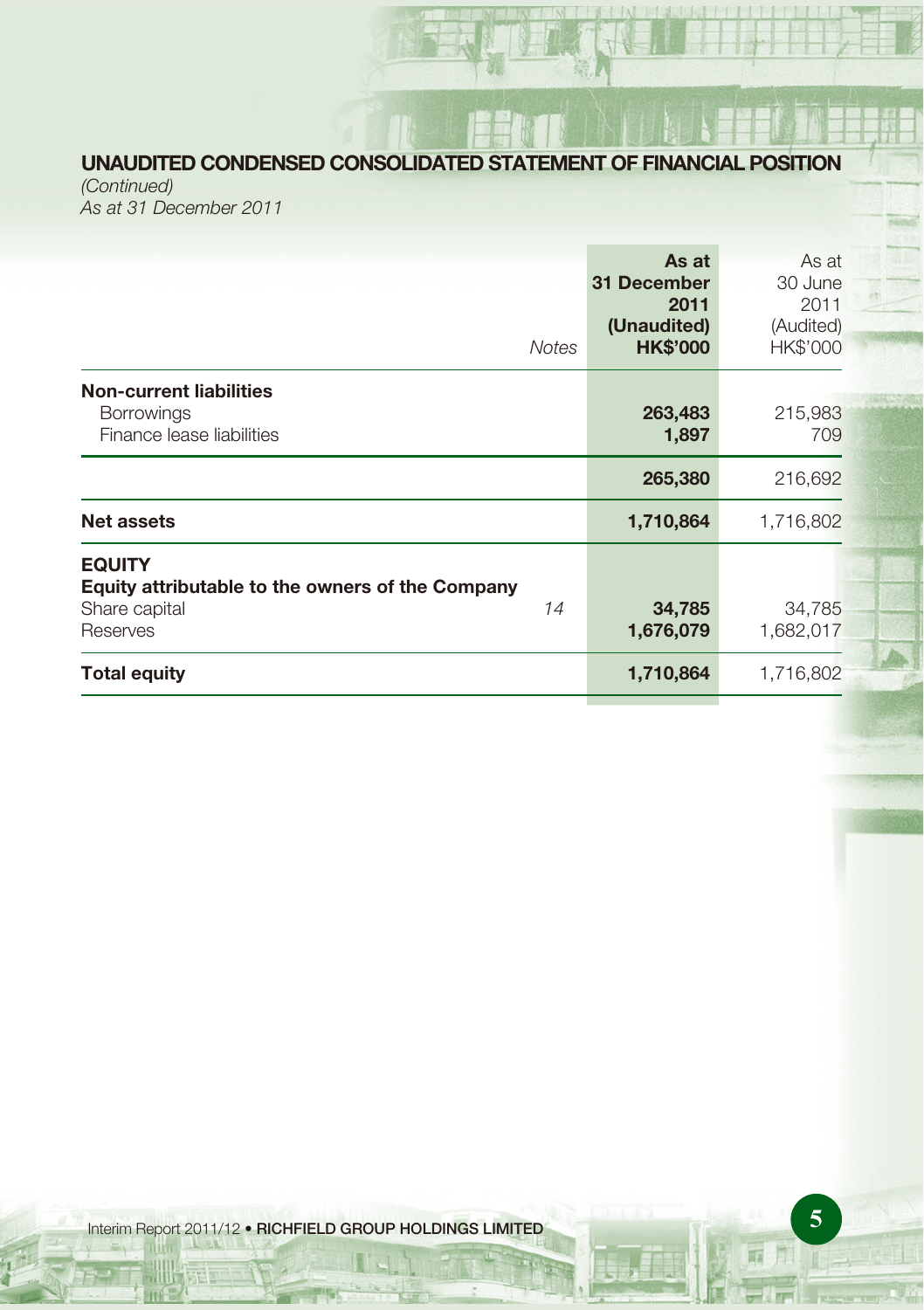## UNAUDITED CONDENSED CONSOLIDATED STATEMENT OF FINANCIAL POSITION

*(Continued)*
*As at 31 December 2011*

| | *Notes* | **As at 31 December 2011 (Unaudited) HK$'000** | As at 30 June 2011 (Audited) HK$'000 |
|---|---|---|---|
| **Non-current liabilities** | | | |
| Borrowings | | **263,483** | 215,983 |
| Finance lease liabilities | | **1,897** | 709 |
| | | **265,380** | 216,692 |
| **Net assets** | | **1,710,864** | 1,716,802 |
| **EQUITY** | | | |
| **Equity attributable to the owners of the Company** | | | |
| Share capital | *14* | **34,785** | 34,785 |
| Reserves | | **1,676,079** | 1,682,017 |
| **Total equity** | | **1,710,864** | 1,716,802 |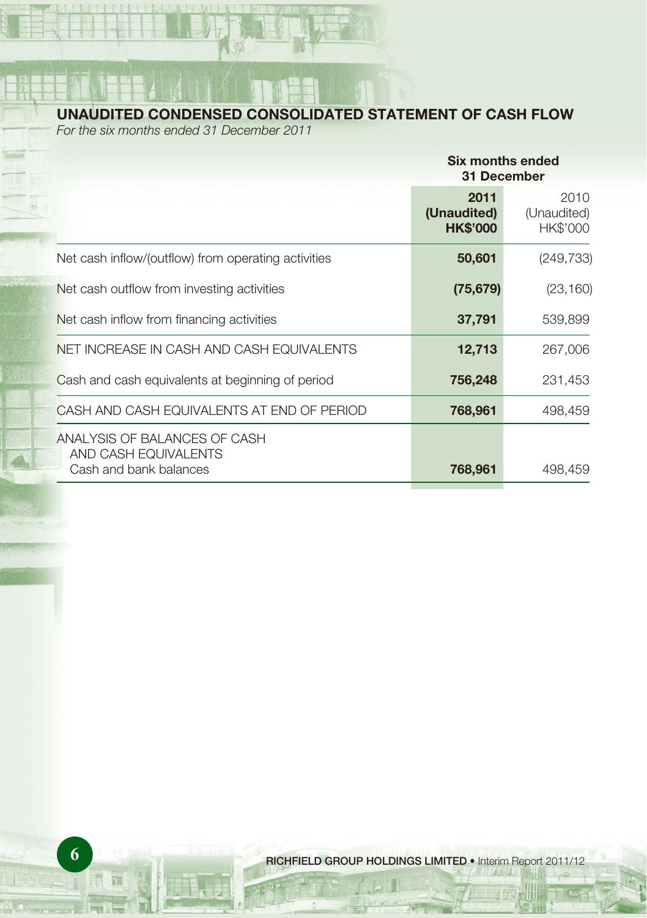## UNAUDITED CONDENSED CONSOLIDATED STATEMENT OF CASH FLOW

*For the six months ended 31 December 2011*

| | Six months ended 31 December | |
|---|---|---|
| | **2011** **(Unaudited)** **HK$'000** | 2010 (Unaudited) HK$'000 |
| Net cash inflow/(outflow) from operating activities | **50,601** | (249,733) |
| Net cash outflow from investing activities | **(75,679)** | (23,160) |
| Net cash inflow from financing activities | **37,791** | 539,899 |
| NET INCREASE IN CASH AND CASH EQUIVALENTS | **12,713** | 267,006 |
| Cash and cash equivalents at beginning of period | **756,248** | 231,453 |
| CASH AND CASH EQUIVALENTS AT END OF PERIOD | **768,961** | 498,459 |
| ANALYSIS OF BALANCES OF CASH AND CASH EQUIVALENTS | | |
| Cash and bank balances | **768,961** | 498,459 |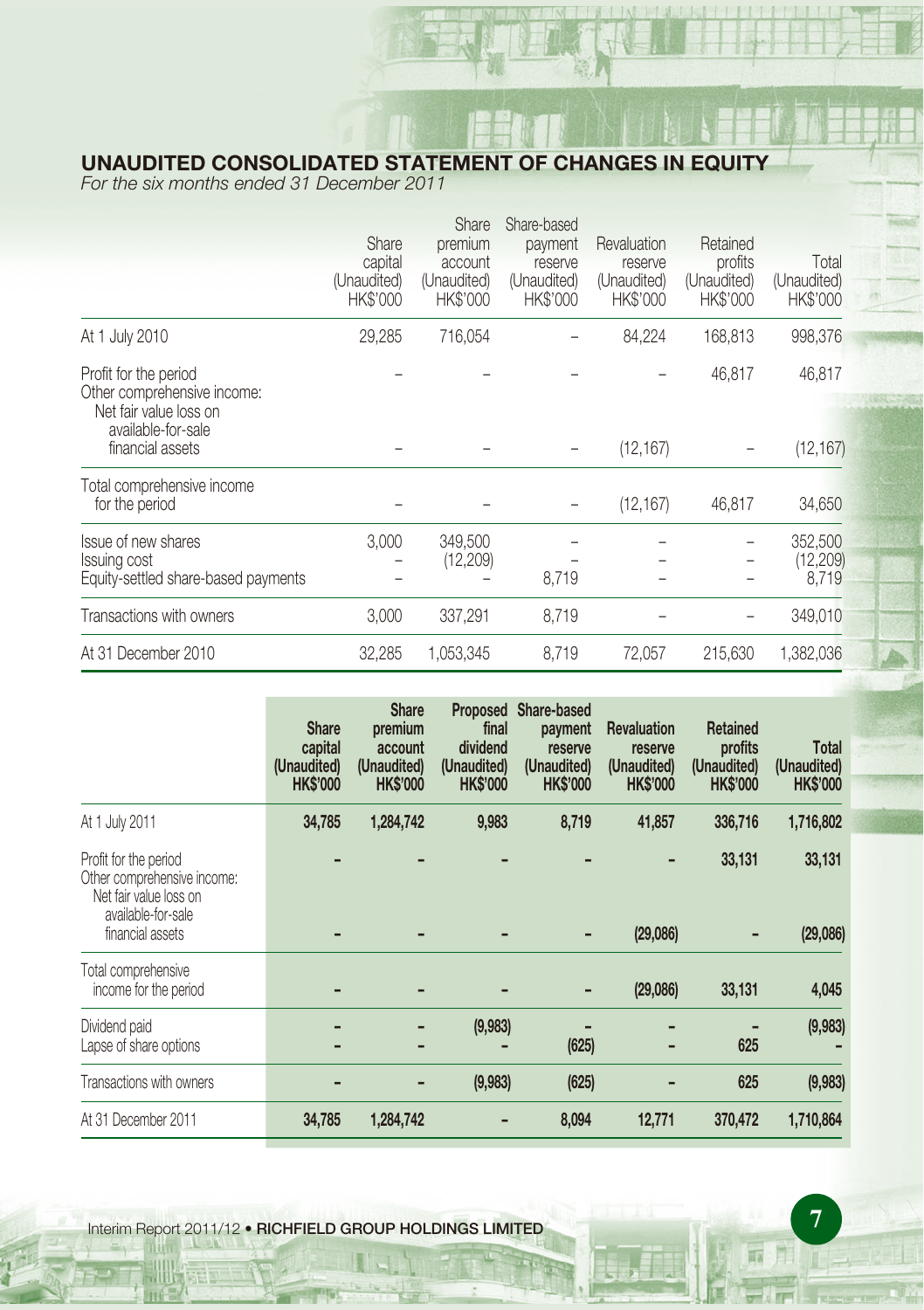## UNAUDITED CONSOLIDATED STATEMENT OF CHANGES IN EQUITY

*For the six months ended 31 December 2011*

| | Share capital (Unaudited) HK$'000 | Share premium account (Unaudited) HK$'000 | Share-based payment reserve (Unaudited) HK$'000 | Revaluation reserve (Unaudited) HK$'000 | Retained profits (Unaudited) HK$'000 | Total (Unaudited) HK$'000 |
|---|---|---|---|---|---|---|
| At 1 July 2010 | 29,285 | 716,054 | – | 84,224 | 168,813 | 998,376 |
| Profit for the period | – | – | – | – | 46,817 | 46,817 |
| Other comprehensive income: | | | | | | |
| Net fair value loss on available-for-sale financial assets | – | – | – | (12,167) | – | (12,167) |
| Total comprehensive income for the period | – | – | – | (12,167) | 46,817 | 34,650 |
| Issue of new shares | 3,000 | 349,500 | – | – | – | 352,500 |
| Issuing cost | – | (12,209) | – | – | – | (12,209) |
| Equity-settled share-based payments | – | – | 8,719 | – | – | 8,719 |
| Transactions with owners | 3,000 | 337,291 | 8,719 | – | – | 349,010 |
| At 31 December 2010 | 32,285 | 1,053,345 | 8,719 | 72,057 | 215,630 | 1,382,036 |

| | **Share capital (Unaudited) HK$'000** | **Share premium account (Unaudited) HK$'000** | **Proposed final dividend (Unaudited) HK$'000** | **Share-based payment reserve (Unaudited) HK$'000** | **Revaluation reserve (Unaudited) HK$'000** | **Retained profits (Unaudited) HK$'000** | **Total (Unaudited) HK$'000** |
|---|---|---|---|---|---|---|---|
| At 1 July 2011 | **34,785** | **1,284,742** | **9,983** | **8,719** | **41,857** | **336,716** | **1,716,802** |
| Profit for the period | **–** | **–** | **–** | **–** | **–** | **33,131** | **33,131** |
| Other comprehensive income: | | | | | | | |
| Net fair value loss on available-for-sale financial assets | **–** | **–** | **–** | **–** | **(29,086)** | **–** | **(29,086)** |
| Total comprehensive income for the period | **–** | **–** | **–** | **–** | **(29,086)** | **33,131** | **4,045** |
| Dividend paid | **–** | **–** | **(9,983)** | **–** | **–** | **–** | **(9,983)** |
| Lapse of share options | **–** | **–** | **–** | **(625)** | **–** | **625** | **–** |
| Transactions with owners | **–** | **–** | **(9,983)** | **(625)** | **–** | **625** | **(9,983)** |
| At 31 December 2011 | **34,785** | **1,284,742** | **–** | **8,094** | **12,771** | **370,472** | **1,710,864** |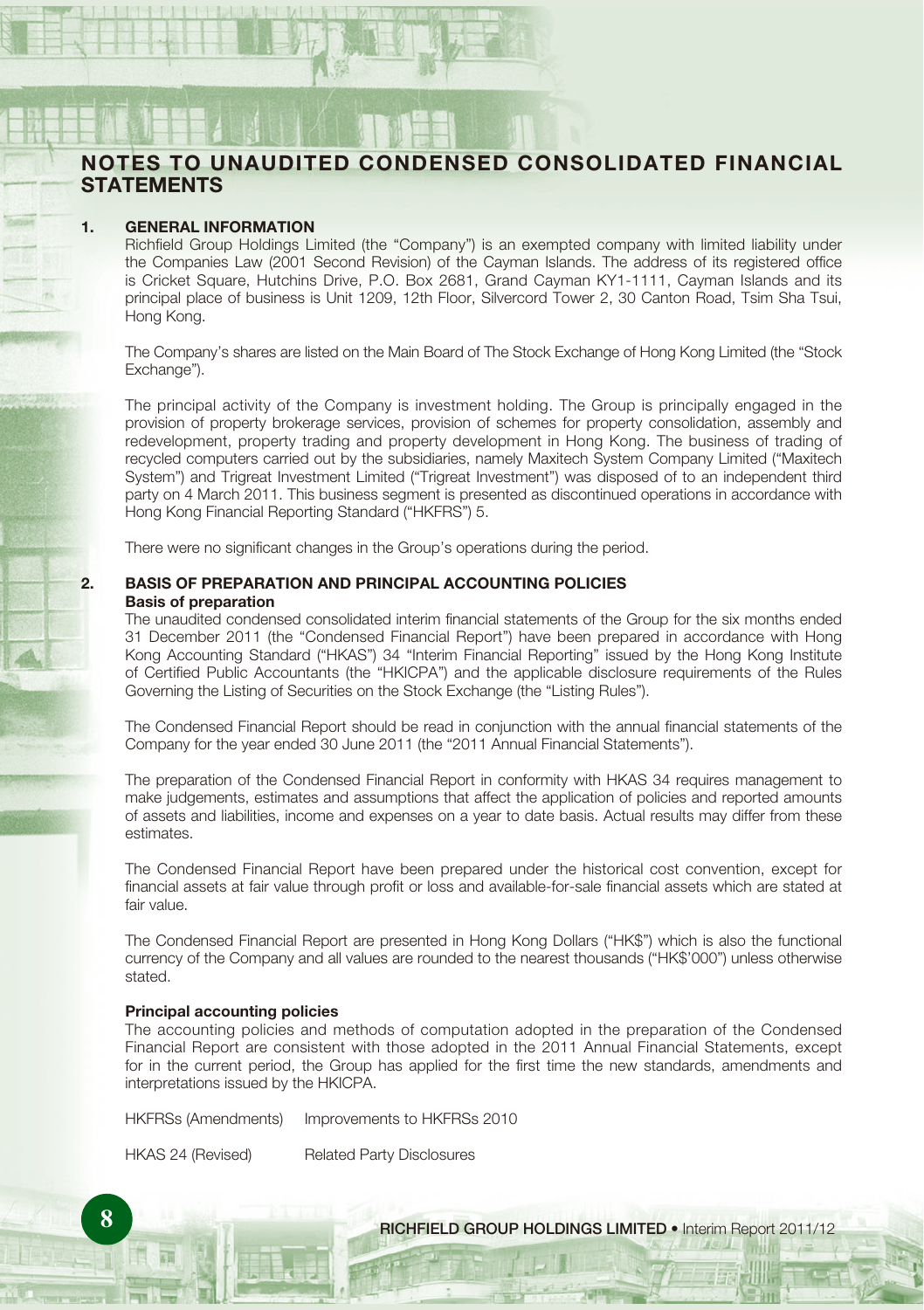# NOTES TO UNAUDITED CONDENSED CONSOLIDATED FINANCIAL STATEMENTS

## 1. GENERAL INFORMATION

Richfield Group Holdings Limited (the "Company") is an exempted company with limited liability under the Companies Law (2001 Second Revision) of the Cayman Islands. The address of its registered office is Cricket Square, Hutchins Drive, P.O. Box 2681, Grand Cayman KY1-1111, Cayman Islands and its principal place of business is Unit 1209, 12th Floor, Silvercord Tower 2, 30 Canton Road, Tsim Sha Tsui, Hong Kong.

The Company's shares are listed on the Main Board of The Stock Exchange of Hong Kong Limited (the "Stock Exchange").

The principal activity of the Company is investment holding. The Group is principally engaged in the provision of property brokerage services, provision of schemes for property consolidation, assembly and redevelopment, property trading and property development in Hong Kong. The business of trading of recycled computers carried out by the subsidiaries, namely Maxitech System Company Limited ("Maxitech System") and Trigreat Investment Limited ("Trigreat Investment") was disposed of to an independent third party on 4 March 2011. This business segment is presented as discontinued operations in accordance with Hong Kong Financial Reporting Standard ("HKFRS") 5.

There were no significant changes in the Group's operations during the period.

## 2. BASIS OF PREPARATION AND PRINCIPAL ACCOUNTING POLICIES

### Basis of preparation

The unaudited condensed consolidated interim financial statements of the Group for the six months ended 31 December 2011 (the "Condensed Financial Report") have been prepared in accordance with Hong Kong Accounting Standard ("HKAS") 34 "Interim Financial Reporting" issued by the Hong Kong Institute of Certified Public Accountants (the "HKICPA") and the applicable disclosure requirements of the Rules Governing the Listing of Securities on the Stock Exchange (the "Listing Rules").

The Condensed Financial Report should be read in conjunction with the annual financial statements of the Company for the year ended 30 June 2011 (the "2011 Annual Financial Statements").

The preparation of the Condensed Financial Report in conformity with HKAS 34 requires management to make judgements, estimates and assumptions that affect the application of policies and reported amounts of assets and liabilities, income and expenses on a year to date basis. Actual results may differ from these estimates.

The Condensed Financial Report have been prepared under the historical cost convention, except for financial assets at fair value through profit or loss and available-for-sale financial assets which are stated at fair value.

The Condensed Financial Report are presented in Hong Kong Dollars ("HK$") which is also the functional currency of the Company and all values are rounded to the nearest thousands ("HK$'000") unless otherwise stated.

### Principal accounting policies

The accounting policies and methods of computation adopted in the preparation of the Condensed Financial Report are consistent with those adopted in the 2011 Annual Financial Statements, except for in the current period, the Group has applied for the first time the new standards, amendments and interpretations issued by the HKICPA.

| | |
|---|---|
| HKFRSs (Amendments) | Improvements to HKFRSs 2010 |
| HKAS 24 (Revised) | Related Party Disclosures |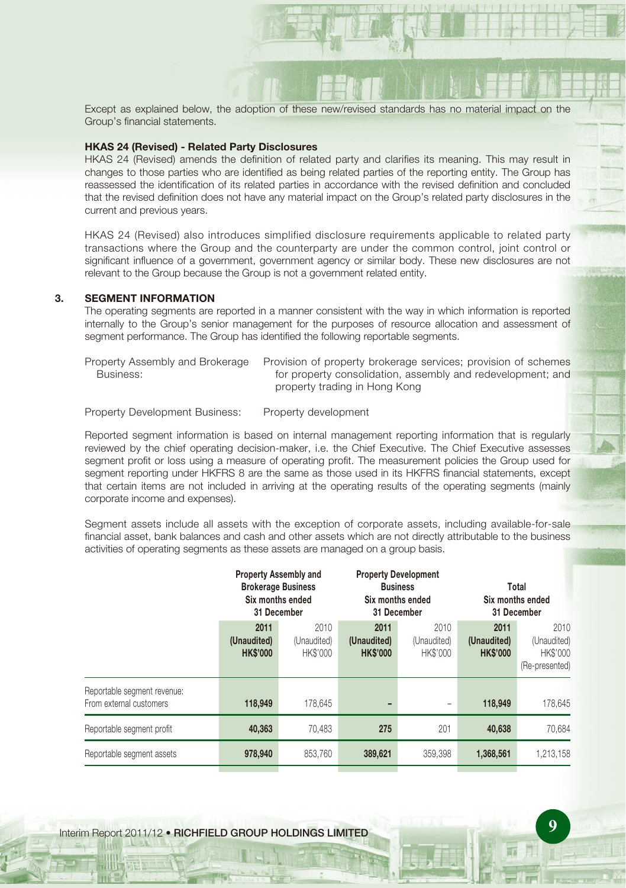Except as explained below, the adoption of these new/revised standards has no material impact on the Group's financial statements.

**HKAS 24 (Revised) - Related Party Disclosures**

HKAS 24 (Revised) amends the definition of related party and clarifies its meaning. This may result in changes to those parties who are identified as being related parties of the reporting entity. The Group has reassessed the identification of its related parties in accordance with the revised definition and concluded that the revised definition does not have any material impact on the Group's related party disclosures in the current and previous years.

HKAS 24 (Revised) also introduces simplified disclosure requirements applicable to related party transactions where the Group and the counterparty are under the common control, joint control or significant influence of a government, government agency or similar body. These new disclosures are not relevant to the Group because the Group is not a government related entity.

## 3. SEGMENT INFORMATION

The operating segments are reported in a manner consistent with the way in which information is reported internally to the Group's senior management for the purposes of resource allocation and assessment of segment performance. The Group has identified the following reportable segments.

| | |
|---|---|
| Property Assembly and Brokerage Business: | Provision of property brokerage services; provision of schemes for property consolidation, assembly and redevelopment; and property trading in Hong Kong |
| Property Development Business: | Property development |

Reported segment information is based on internal management reporting information that is regularly reviewed by the chief operating decision-maker, i.e. the Chief Executive. The Chief Executive assesses segment profit or loss using a measure of operating profit. The measurement policies the Group used for segment reporting under HKFRS 8 are the same as those used in its HKFRS financial statements, except that certain items are not included in arriving at the operating results of the operating segments (mainly corporate income and expenses).

Segment assets include all assets with the exception of corporate assets, including available-for-sale financial asset, bank balances and cash and other assets which are not directly attributable to the business activities of operating segments as these assets are managed on a group basis.

| | **Property Assembly and Brokerage Business Six months ended 31 December** | | **Property Development Business Six months ended 31 December** | | **Total Six months ended 31 December** | |
|---|---|---|---|---|---|---|
| | **2011 (Unaudited) HK$'000** | 2010 (Unaudited) HK$'000 | **2011 (Unaudited) HK$'000** | 2010 (Unaudited) HK$'000 | **2011 (Unaudited) HK$'000** | 2010 (Unaudited) HK$'000 (Re-presented) |
| Reportable segment revenue: From external customers | **118,949** | 178,645 | **–** | – | **118,949** | 178,645 |
| Reportable segment profit | **40,363** | 70,483 | **275** | 201 | **40,638** | 70,684 |
| Reportable segment assets | **978,940** | 853,760 | **389,621** | 359,398 | **1,368,561** | 1,213,158 |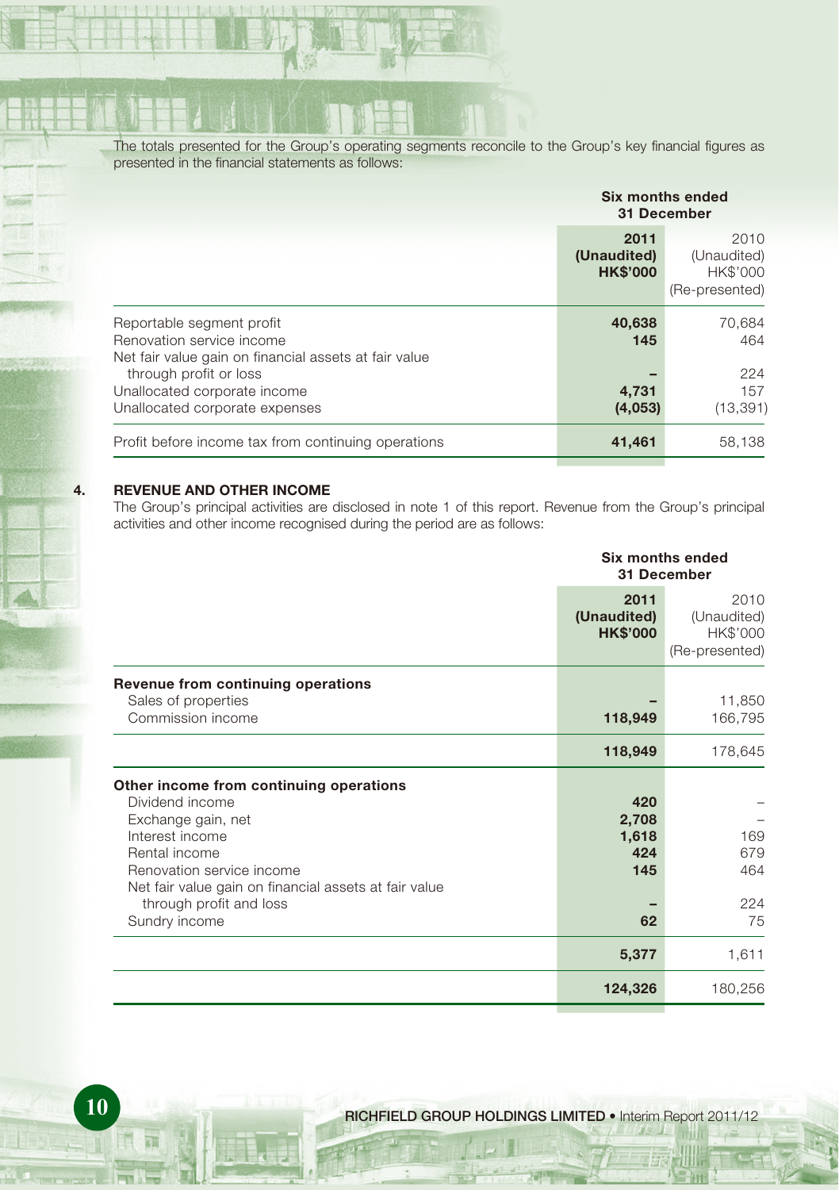The totals presented for the Group's operating segments reconcile to the Group's key financial figures as presented in the financial statements as follows:

| | Six months ended 31 December | |
|---|---|---|
| | **2011 (Unaudited) HK$'000** | 2010 (Unaudited) HK$'000 (Re-presented) |
| Reportable segment profit | **40,638** | 70,684 |
| Renovation service income | **145** | 464 |
| Net fair value gain on financial assets at fair value through profit or loss | **–** | 224 |
| Unallocated corporate income | **4,731** | 157 |
| Unallocated corporate expenses | **(4,053)** | (13,391) |
| Profit before income tax from continuing operations | **41,461** | 58,138 |

## 4. REVENUE AND OTHER INCOME

The Group's principal activities are disclosed in note 1 of this report. Revenue from the Group's principal activities and other income recognised during the period are as follows:

| | Six months ended 31 December | |
|---|---|---|
| | **2011 (Unaudited) HK$'000** | 2010 (Unaudited) HK$'000 (Re-presented) |
| **Revenue from continuing operations** | | |
| Sales of properties | **–** | 11,850 |
| Commission income | **118,949** | 166,795 |
| | **118,949** | 178,645 |
| **Other income from continuing operations** | | |
| Dividend income | **420** | – |
| Exchange gain, net | **2,708** | – |
| Interest income | **1,618** | 169 |
| Rental income | **424** | 679 |
| Renovation service income | **145** | 464 |
| Net fair value gain on financial assets at fair value through profit and loss | **–** | 224 |
| Sundry income | **62** | 75 |
| | **5,377** | 1,611 |
| | **124,326** | 180,256 |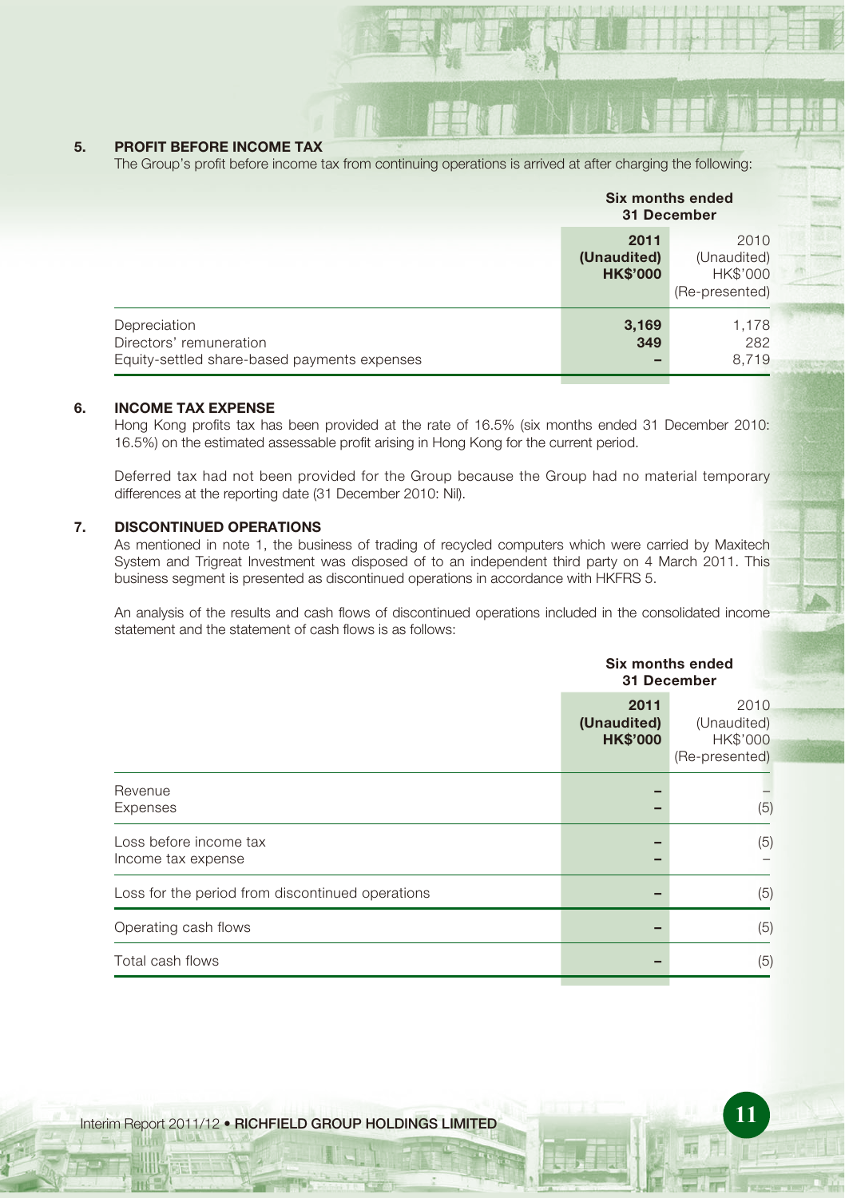## 5. PROFIT BEFORE INCOME TAX

The Group's profit before income tax from continuing operations is arrived at after charging the following:

| | Six months ended 31 December | |
|---|---|---|
| | **2011 (Unaudited) HK$'000** | 2010 (Unaudited) HK$'000 (Re-presented) |
| Depreciation | **3,169** | 1,178 |
| Directors' remuneration | **349** | 282 |
| Equity-settled share-based payments expenses | **–** | 8,719 |

## 6. INCOME TAX EXPENSE

Hong Kong profits tax has been provided at the rate of 16.5% (six months ended 31 December 2010: 16.5%) on the estimated assessable profit arising in Hong Kong for the current period.

Deferred tax had not been provided for the Group because the Group had no material temporary differences at the reporting date (31 December 2010: Nil).

## 7. DISCONTINUED OPERATIONS

As mentioned in note 1, the business of trading of recycled computers which were carried by Maxitech System and Trigreat Investment was disposed of to an independent third party on 4 March 2011. This business segment is presented as discontinued operations in accordance with HKFRS 5.

An analysis of the results and cash flows of discontinued operations included in the consolidated income statement and the statement of cash flows is as follows:

| | Six months ended 31 December | |
|---|---|---|
| | **2011 (Unaudited) HK$'000** | 2010 (Unaudited) HK$'000 (Re-presented) |
| Revenue | **–** | – |
| Expenses | **–** | (5) |
| Loss before income tax | **–** | (5) |
| Income tax expense | **–** | – |
| Loss for the period from discontinued operations | **–** | (5) |
| Operating cash flows | **–** | (5) |
| Total cash flows | **–** | (5) |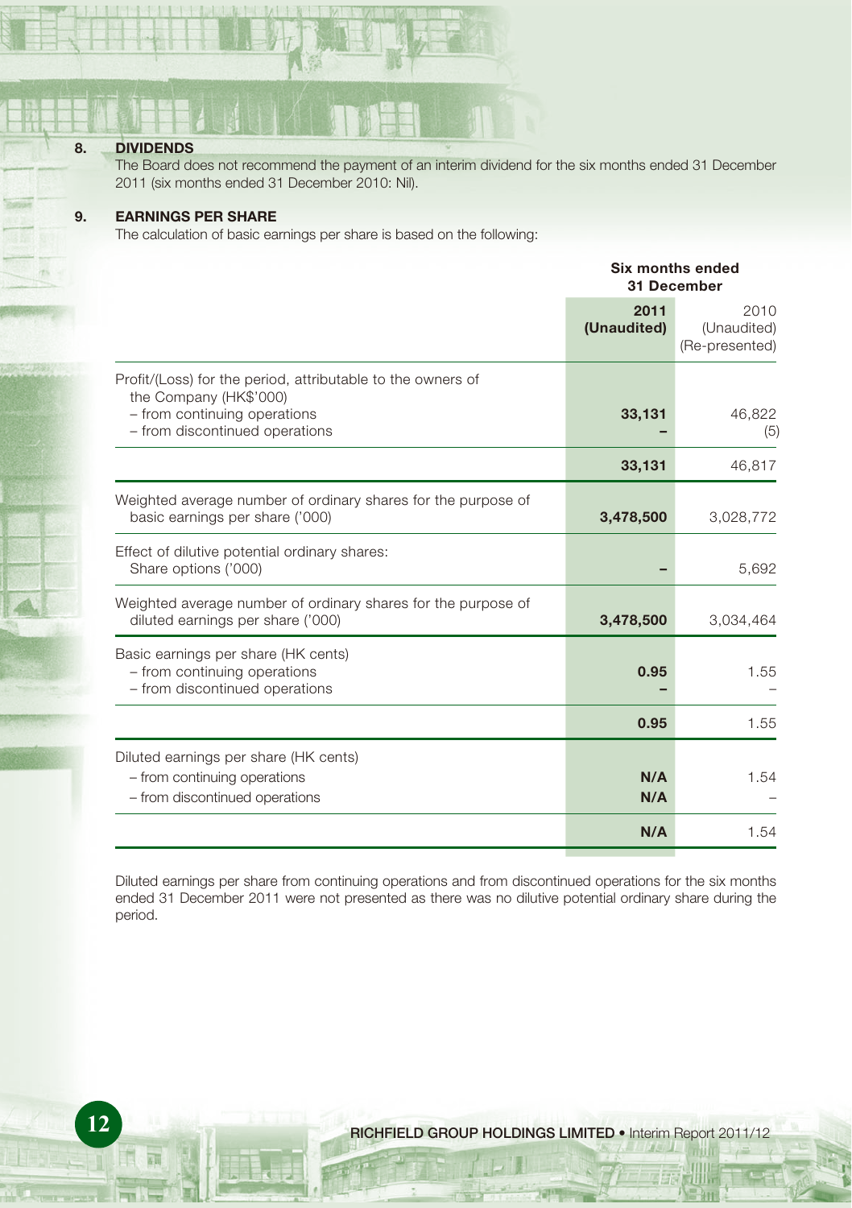## 8. DIVIDENDS

The Board does not recommend the payment of an interim dividend for the six months ended 31 December 2011 (six months ended 31 December 2010: Nil).

## 9. EARNINGS PER SHARE

The calculation of basic earnings per share is based on the following:

| | Six months ended 31 December | |
|---|---|---|
| | **2011 (Unaudited)** | 2010 (Unaudited) (Re-presented) |
| Profit/(Loss) for the period, attributable to the owners of the Company (HK$'000) | | |
| – from continuing operations | **33,131** | 46,822 |
| – from discontinued operations | **–** | (5) |
| | **33,131** | 46,817 |
| Weighted average number of ordinary shares for the purpose of basic earnings per share ('000) | **3,478,500** | 3,028,772 |
| Effect of dilutive potential ordinary shares: Share options ('000) | **–** | 5,692 |
| Weighted average number of ordinary shares for the purpose of diluted earnings per share ('000) | **3,478,500** | 3,034,464 |
| Basic earnings per share (HK cents) | | |
| – from continuing operations | **0.95** | 1.55 |
| – from discontinued operations | **–** | – |
| | **0.95** | 1.55 |
| Diluted earnings per share (HK cents) | | |
| – from continuing operations | **N/A** | 1.54 |
| – from discontinued operations | **N/A** | – |
| | **N/A** | 1.54 |

Diluted earnings per share from continuing operations and from discontinued operations for the six months ended 31 December 2011 were not presented as there was no dilutive potential ordinary share during the period.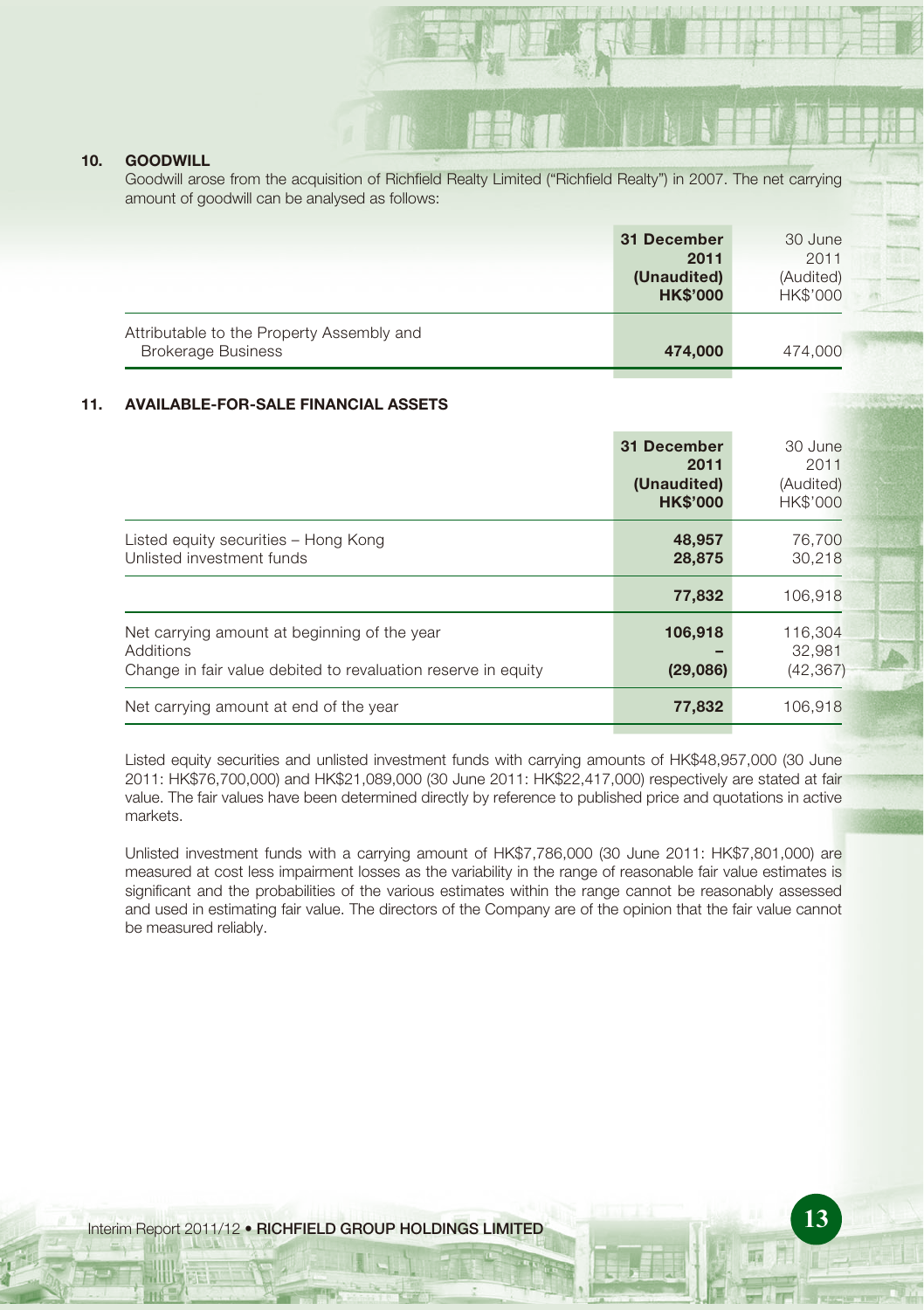## 10. GOODWILL

Goodwill arose from the acquisition of Richfield Realty Limited ("Richfield Realty") in 2007. The net carrying amount of goodwill can be analysed as follows:

| | **31 December 2011 (Unaudited) HK$'000** | 30 June 2011 (Audited) HK$'000 |
|---|---|---|
| Attributable to the Property Assembly and Brokerage Business | **474,000** | 474,000 |

## 11. AVAILABLE-FOR-SALE FINANCIAL ASSETS

| | **31 December 2011 (Unaudited) HK$'000** | 30 June 2011 (Audited) HK$'000 |
|---|---|---|
| Listed equity securities – Hong Kong | **48,957** | 76,700 |
| Unlisted investment funds | **28,875** | 30,218 |
| | **77,832** | 106,918 |
| Net carrying amount at beginning of the year | **106,918** | 116,304 |
| Additions | **–** | 32,981 |
| Change in fair value debited to revaluation reserve in equity | **(29,086)** | (42,367) |
| Net carrying amount at end of the year | **77,832** | 106,918 |

Listed equity securities and unlisted investment funds with carrying amounts of HK$48,957,000 (30 June 2011: HK$76,700,000) and HK$21,089,000 (30 June 2011: HK$22,417,000) respectively are stated at fair value. The fair values have been determined directly by reference to published price and quotations in active markets.

Unlisted investment funds with a carrying amount of HK$7,786,000 (30 June 2011: HK$7,801,000) are measured at cost less impairment losses as the variability in the range of reasonable fair value estimates is significant and the probabilities of the various estimates within the range cannot be reasonably assessed and used in estimating fair value. The directors of the Company are of the opinion that the fair value cannot be measured reliably.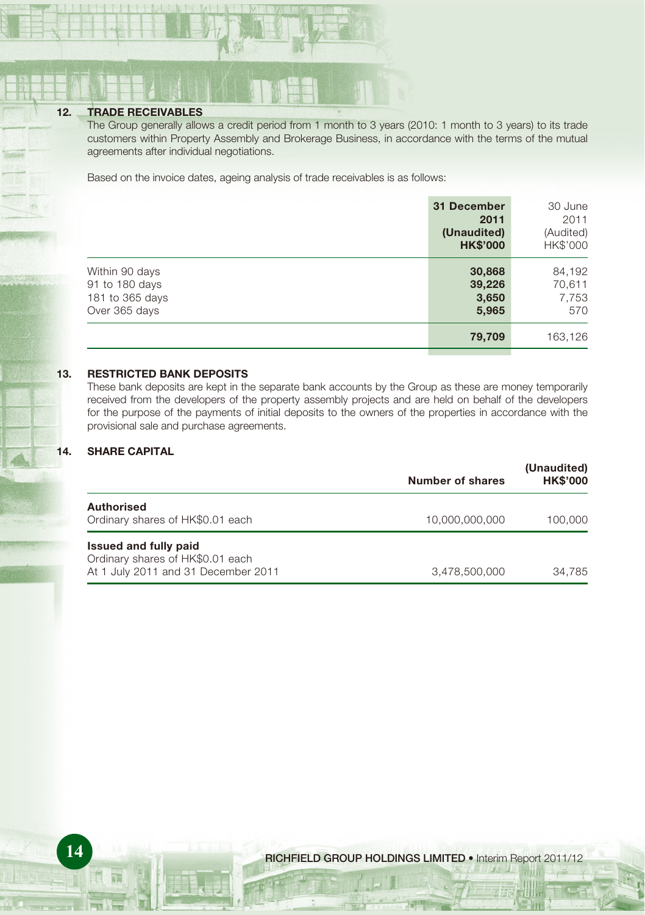## 12. TRADE RECEIVABLES

The Group generally allows a credit period from 1 month to 3 years (2010: 1 month to 3 years) to its trade customers within Property Assembly and Brokerage Business, in accordance with the terms of the mutual agreements after individual negotiations.

Based on the invoice dates, ageing analysis of trade receivables is as follows:

| | **31 December 2011 (Unaudited) HK$'000** | 30 June 2011 (Audited) HK$'000 |
|---|---|---|
| Within 90 days | **30,868** | 84,192 |
| 91 to 180 days | **39,226** | 70,611 |
| 181 to 365 days | **3,650** | 7,753 |
| Over 365 days | **5,965** | 570 |
| | **79,709** | 163,126 |

## 13. RESTRICTED BANK DEPOSITS

These bank deposits are kept in the separate bank accounts by the Group as these are money temporarily received from the developers of the property assembly projects and are held on behalf of the developers for the purpose of the payments of initial deposits to the owners of the properties in accordance with the provisional sale and purchase agreements.

## 14. SHARE CAPITAL

| | **Number of shares** | **(Unaudited) HK$'000** |
|---|---|---|
| **Authorised** | | |
| Ordinary shares of HK$0.01 each | 10,000,000,000 | 100,000 |
| **Issued and fully paid** | | |
| Ordinary shares of HK$0.01 each | | |
| At 1 July 2011 and 31 December 2011 | 3,478,500,000 | 34,785 |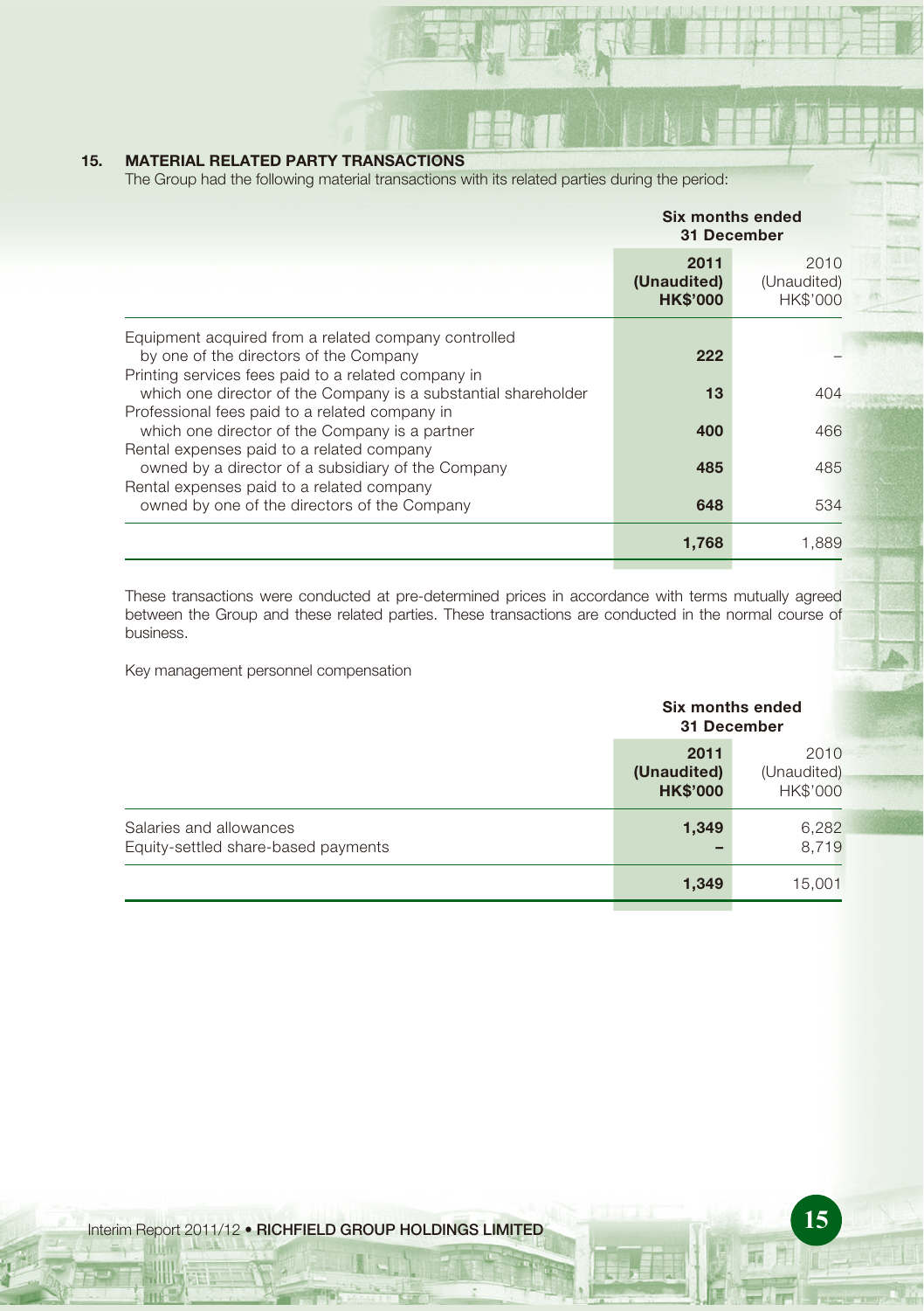## 15. MATERIAL RELATED PARTY TRANSACTIONS

The Group had the following material transactions with its related parties during the period:

| | Six months ended 31 December | |
|---|---|---|
| | **2011 (Unaudited) HK$'000** | 2010 (Unaudited) HK$'000 |
| Equipment acquired from a related company controlled by one of the directors of the Company | **222** | – |
| Printing services fees paid to a related company in which one director of the Company is a substantial shareholder | **13** | 404 |
| Professional fees paid to a related company in which one director of the Company is a partner | **400** | 466 |
| Rental expenses paid to a related company owned by a director of a subsidiary of the Company | **485** | 485 |
| Rental expenses paid to a related company owned by one of the directors of the Company | **648** | 534 |
| | **1,768** | 1,889 |

These transactions were conducted at pre-determined prices in accordance with terms mutually agreed between the Group and these related parties. These transactions are conducted in the normal course of business.

Key management personnel compensation

| | Six months ended 31 December | |
|---|---|---|
| | **2011 (Unaudited) HK$'000** | 2010 (Unaudited) HK$'000 |
| Salaries and allowances | **1,349** | 6,282 |
| Equity-settled share-based payments | **–** | 8,719 |
| | **1,349** | 15,001 |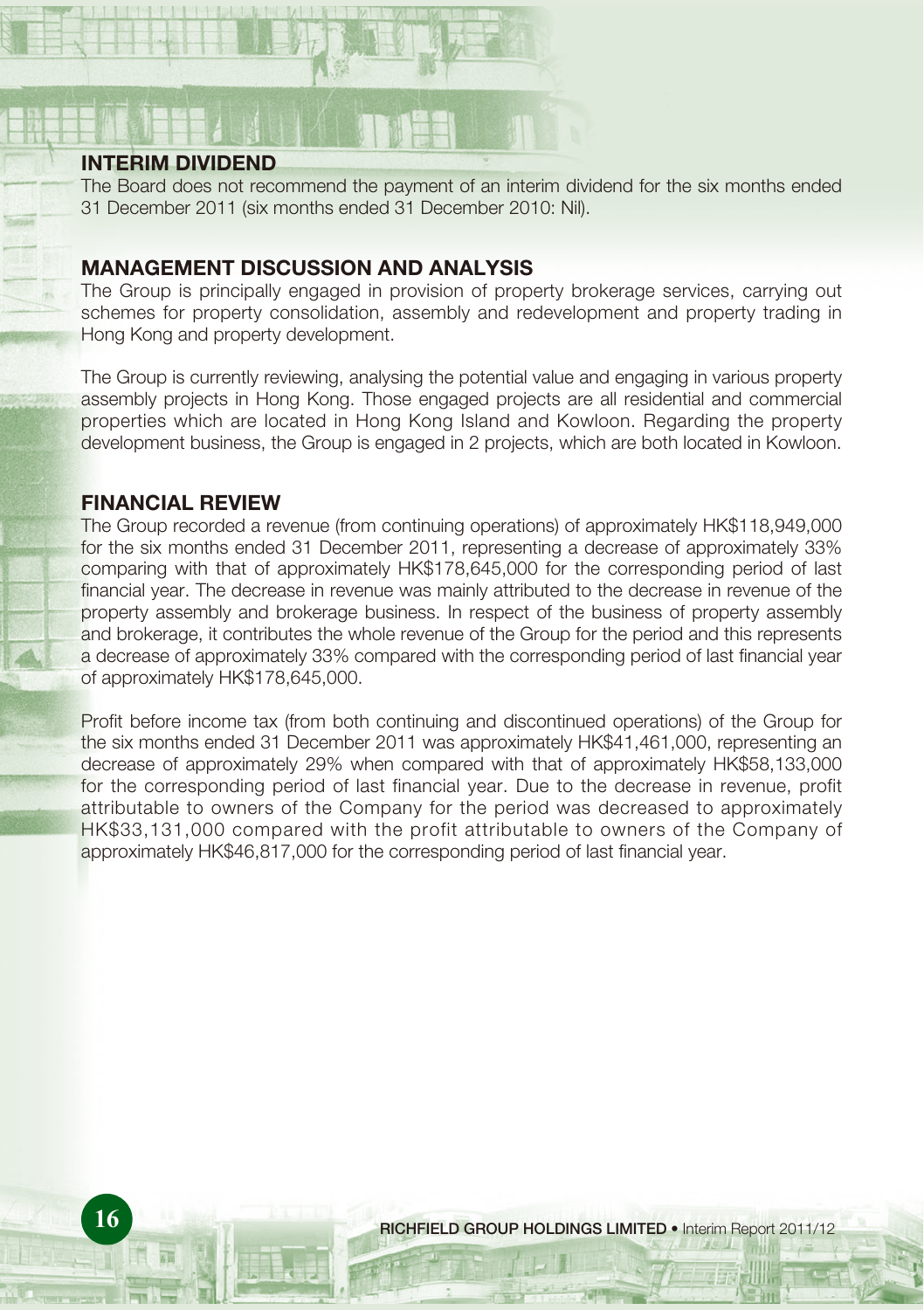## INTERIM DIVIDEND

The Board does not recommend the payment of an interim dividend for the six months ended 31 December 2011 (six months ended 31 December 2010: Nil).

## MANAGEMENT DISCUSSION AND ANALYSIS

The Group is principally engaged in provision of property brokerage services, carrying out schemes for property consolidation, assembly and redevelopment and property trading in Hong Kong and property development.

The Group is currently reviewing, analysing the potential value and engaging in various property assembly projects in Hong Kong. Those engaged projects are all residential and commercial properties which are located in Hong Kong Island and Kowloon. Regarding the property development business, the Group is engaged in 2 projects, which are both located in Kowloon.

## FINANCIAL REVIEW

The Group recorded a revenue (from continuing operations) of approximately HK$118,949,000 for the six months ended 31 December 2011, representing a decrease of approximately 33% comparing with that of approximately HK$178,645,000 for the corresponding period of last financial year. The decrease in revenue was mainly attributed to the decrease in revenue of the property assembly and brokerage business. In respect of the business of property assembly and brokerage, it contributes the whole revenue of the Group for the period and this represents a decrease of approximately 33% compared with the corresponding period of last financial year of approximately HK$178,645,000.

Profit before income tax (from both continuing and discontinued operations) of the Group for the six months ended 31 December 2011 was approximately HK$41,461,000, representing an decrease of approximately 29% when compared with that of approximately HK$58,133,000 for the corresponding period of last financial year. Due to the decrease in revenue, profit attributable to owners of the Company for the period was decreased to approximately HK$33,131,000 compared with the profit attributable to owners of the Company of approximately HK$46,817,000 for the corresponding period of last financial year.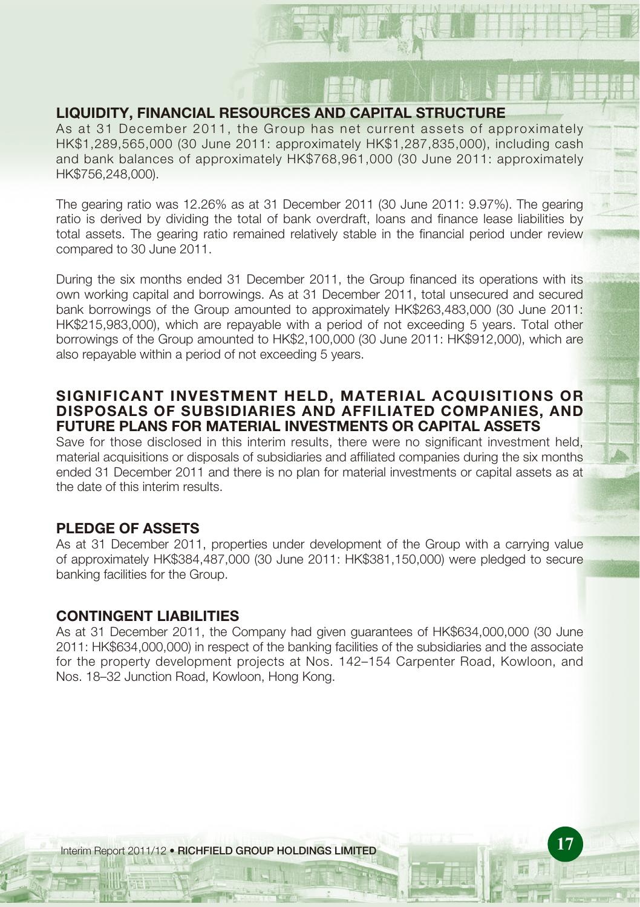## LIQUIDITY, FINANCIAL RESOURCES AND CAPITAL STRUCTURE

As at 31 December 2011, the Group has net current assets of approximately HK$1,289,565,000 (30 June 2011: approximately HK$1,287,835,000), including cash and bank balances of approximately HK$768,961,000 (30 June 2011: approximately HK$756,248,000).

The gearing ratio was 12.26% as at 31 December 2011 (30 June 2011: 9.97%). The gearing ratio is derived by dividing the total of bank overdraft, loans and finance lease liabilities by total assets. The gearing ratio remained relatively stable in the financial period under review compared to 30 June 2011.

During the six months ended 31 December 2011, the Group financed its operations with its own working capital and borrowings. As at 31 December 2011, total unsecured and secured bank borrowings of the Group amounted to approximately HK$263,483,000 (30 June 2011: HK$215,983,000), which are repayable with a period of not exceeding 5 years. Total other borrowings of the Group amounted to HK$2,100,000 (30 June 2011: HK$912,000), which are also repayable within a period of not exceeding 5 years.

## SIGNIFICANT INVESTMENT HELD, MATERIAL ACQUISITIONS OR DISPOSALS OF SUBSIDIARIES AND AFFILIATED COMPANIES, AND FUTURE PLANS FOR MATERIAL INVESTMENTS OR CAPITAL ASSETS

Save for those disclosed in this interim results, there were no significant investment held, material acquisitions or disposals of subsidiaries and affiliated companies during the six months ended 31 December 2011 and there is no plan for material investments or capital assets as at the date of this interim results.

## PLEDGE OF ASSETS

As at 31 December 2011, properties under development of the Group with a carrying value of approximately HK$384,487,000 (30 June 2011: HK$381,150,000) were pledged to secure banking facilities for the Group.

## CONTINGENT LIABILITIES

As at 31 December 2011, the Company had given guarantees of HK$634,000,000 (30 June 2011: HK$634,000,000) in respect of the banking facilities of the subsidiaries and the associate for the property development projects at Nos. 142–154 Carpenter Road, Kowloon, and Nos. 18–32 Junction Road, Kowloon, Hong Kong.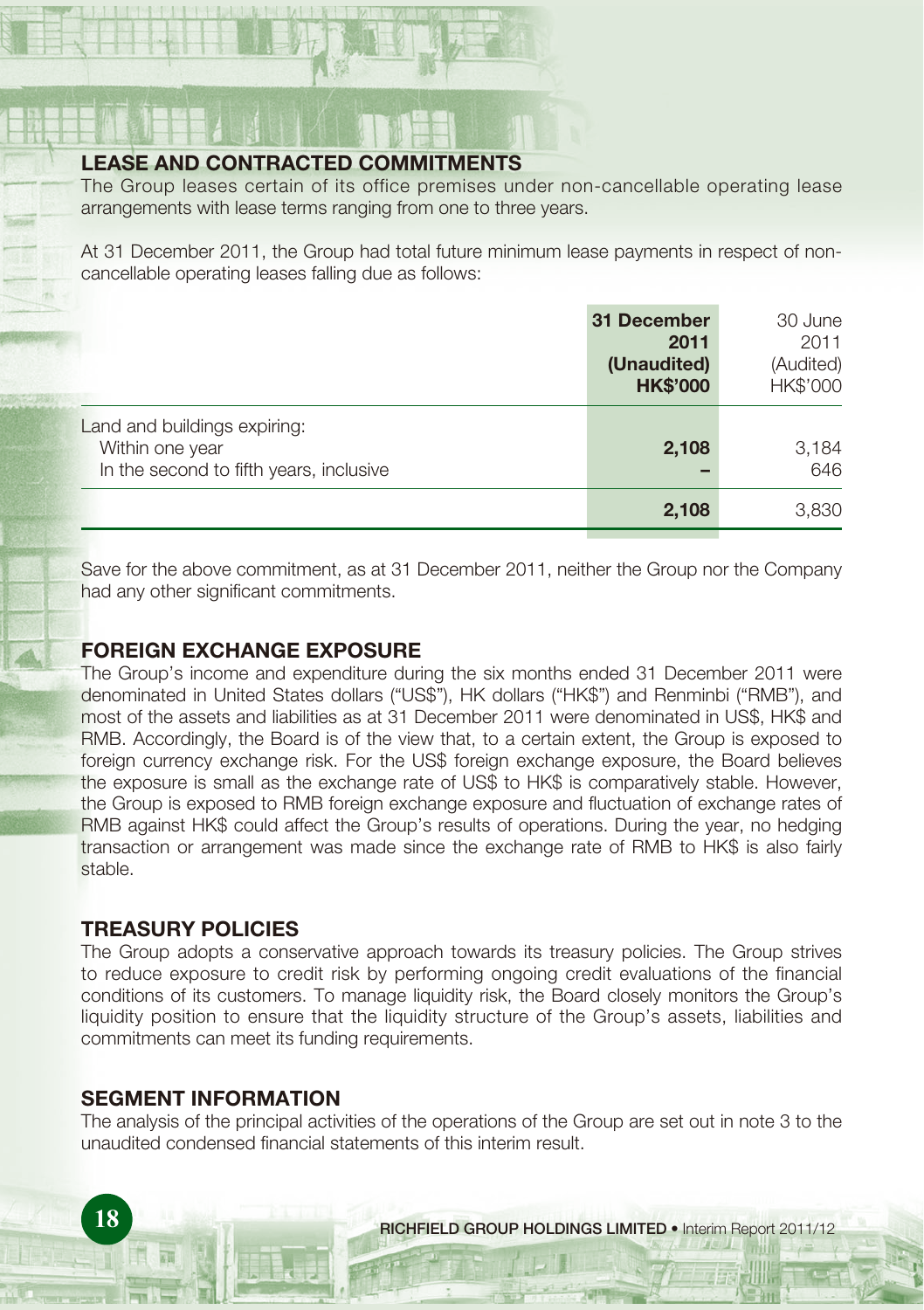## LEASE AND CONTRACTED COMMITMENTS

The Group leases certain of its office premises under non-cancellable operating lease arrangements with lease terms ranging from one to three years.

At 31 December 2011, the Group had total future minimum lease payments in respect of non-cancellable operating leases falling due as follows:

| | **31 December 2011 (Unaudited) HK$'000** | 30 June 2011 (Audited) HK$'000 |
|---|---|---|
| Land and buildings expiring: | | |
| Within one year | **2,108** | 3,184 |
| In the second to fifth years, inclusive | **–** | 646 |
| | **2,108** | 3,830 |

Save for the above commitment, as at 31 December 2011, neither the Group nor the Company had any other significant commitments.

## FOREIGN EXCHANGE EXPOSURE

The Group's income and expenditure during the six months ended 31 December 2011 were denominated in United States dollars ("US$"), HK dollars ("HK$") and Renminbi ("RMB"), and most of the assets and liabilities as at 31 December 2011 were denominated in US$, HK$ and RMB. Accordingly, the Board is of the view that, to a certain extent, the Group is exposed to foreign currency exchange risk. For the US$ foreign exchange exposure, the Board believes the exposure is small as the exchange rate of US$ to HK$ is comparatively stable. However, the Group is exposed to RMB foreign exchange exposure and fluctuation of exchange rates of RMB against HK$ could affect the Group's results of operations. During the year, no hedging transaction or arrangement was made since the exchange rate of RMB to HK$ is also fairly stable.

## TREASURY POLICIES

The Group adopts a conservative approach towards its treasury policies. The Group strives to reduce exposure to credit risk by performing ongoing credit evaluations of the financial conditions of its customers. To manage liquidity risk, the Board closely monitors the Group's liquidity position to ensure that the liquidity structure of the Group's assets, liabilities and commitments can meet its funding requirements.

## SEGMENT INFORMATION

The analysis of the principal activities of the operations of the Group are set out in note 3 to the unaudited condensed financial statements of this interim result.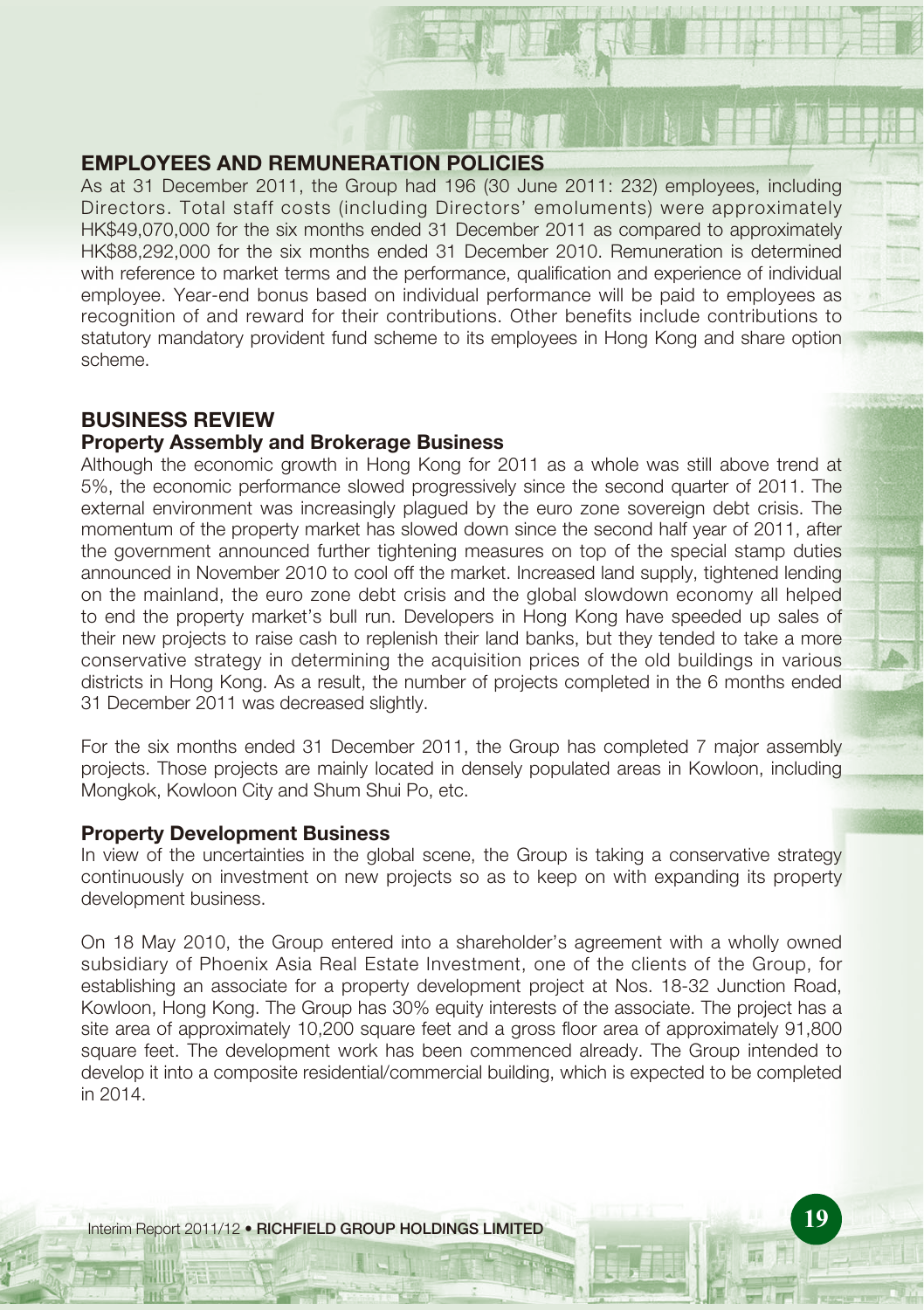## EMPLOYEES AND REMUNERATION POLICIES

As at 31 December 2011, the Group had 196 (30 June 2011: 232) employees, including Directors. Total staff costs (including Directors' emoluments) were approximately HK$49,070,000 for the six months ended 31 December 2011 as compared to approximately HK$88,292,000 for the six months ended 31 December 2010. Remuneration is determined with reference to market terms and the performance, qualification and experience of individual employee. Year-end bonus based on individual performance will be paid to employees as recognition of and reward for their contributions. Other benefits include contributions to statutory mandatory provident fund scheme to its employees in Hong Kong and share option scheme.

## BUSINESS REVIEW

### Property Assembly and Brokerage Business

Although the economic growth in Hong Kong for 2011 as a whole was still above trend at 5%, the economic performance slowed progressively since the second quarter of 2011. The external environment was increasingly plagued by the euro zone sovereign debt crisis. The momentum of the property market has slowed down since the second half year of 2011, after the government announced further tightening measures on top of the special stamp duties announced in November 2010 to cool off the market. Increased land supply, tightened lending on the mainland, the euro zone debt crisis and the global slowdown economy all helped to end the property market's bull run. Developers in Hong Kong have speeded up sales of their new projects to raise cash to replenish their land banks, but they tended to take a more conservative strategy in determining the acquisition prices of the old buildings in various districts in Hong Kong. As a result, the number of projects completed in the 6 months ended 31 December 2011 was decreased slightly.

For the six months ended 31 December 2011, the Group has completed 7 major assembly projects. Those projects are mainly located in densely populated areas in Kowloon, including Mongkok, Kowloon City and Shum Shui Po, etc.

### Property Development Business

In view of the uncertainties in the global scene, the Group is taking a conservative strategy continuously on investment on new projects so as to keep on with expanding its property development business.

On 18 May 2010, the Group entered into a shareholder's agreement with a wholly owned subsidiary of Phoenix Asia Real Estate Investment, one of the clients of the Group, for establishing an associate for a property development project at Nos. 18-32 Junction Road, Kowloon, Hong Kong. The Group has 30% equity interests of the associate. The project has a site area of approximately 10,200 square feet and a gross floor area of approximately 91,800 square feet. The development work has been commenced already. The Group intended to develop it into a composite residential/commercial building, which is expected to be completed in 2014.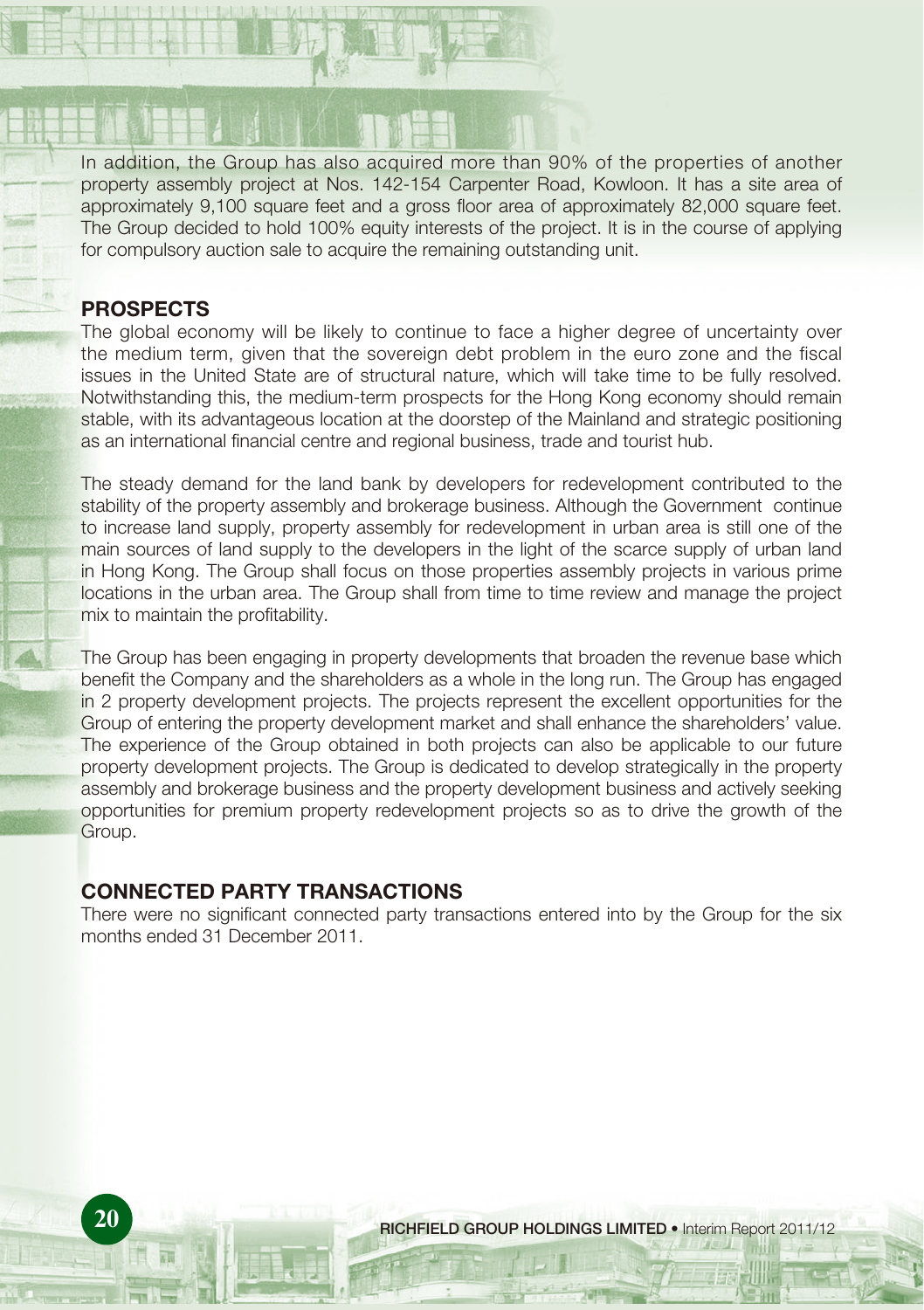In addition, the Group has also acquired more than 90% of the properties of another property assembly project at Nos. 142-154 Carpenter Road, Kowloon. It has a site area of approximately 9,100 square feet and a gross floor area of approximately 82,000 square feet. The Group decided to hold 100% equity interests of the project. It is in the course of applying for compulsory auction sale to acquire the remaining outstanding unit.

## PROSPECTS

The global economy will be likely to continue to face a higher degree of uncertainty over the medium term, given that the sovereign debt problem in the euro zone and the fiscal issues in the United State are of structural nature, which will take time to be fully resolved. Notwithstanding this, the medium-term prospects for the Hong Kong economy should remain stable, with its advantageous location at the doorstep of the Mainland and strategic positioning as an international financial centre and regional business, trade and tourist hub.

The steady demand for the land bank by developers for redevelopment contributed to the stability of the property assembly and brokerage business. Although the Government continue to increase land supply, property assembly for redevelopment in urban area is still one of the main sources of land supply to the developers in the light of the scarce supply of urban land in Hong Kong. The Group shall focus on those properties assembly projects in various prime locations in the urban area. The Group shall from time to time review and manage the project mix to maintain the profitability.

The Group has been engaging in property developments that broaden the revenue base which benefit the Company and the shareholders as a whole in the long run. The Group has engaged in 2 property development projects. The projects represent the excellent opportunities for the Group of entering the property development market and shall enhance the shareholders' value. The experience of the Group obtained in both projects can also be applicable to our future property development projects. The Group is dedicated to develop strategically in the property assembly and brokerage business and the property development business and actively seeking opportunities for premium property redevelopment projects so as to drive the growth of the Group.

## CONNECTED PARTY TRANSACTIONS

There were no significant connected party transactions entered into by the Group for the six months ended 31 December 2011.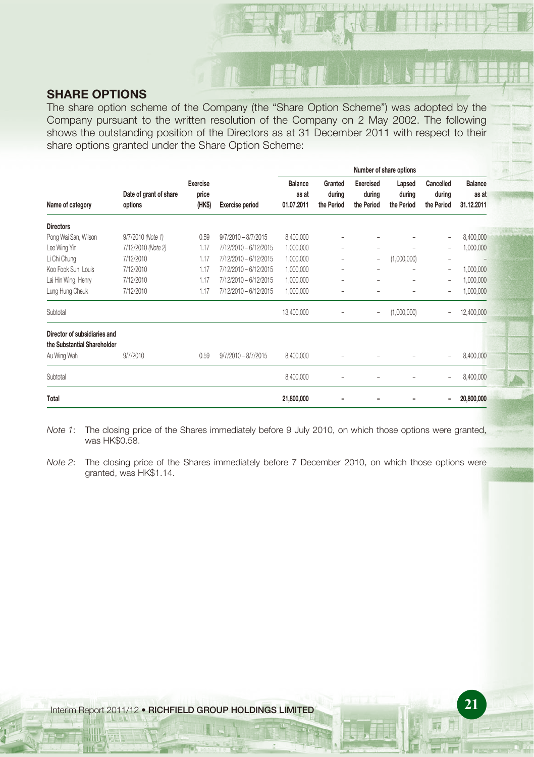## SHARE OPTIONS

The share option scheme of the Company (the "Share Option Scheme") was adopted by the Company pursuant to the written resolution of the Company on 2 May 2002. The following shows the outstanding position of the Directors as at 31 December 2011 with respect to their share options granted under the Share Option Scheme:

| | | | | Number of share options | | | | | |
|---|---|---|---|---|---|---|---|---|---|
| **Name of category** | **Date of grant of share options** | **Exercise price (HK$)** | **Exercise period** | **Balance as at 01.07.2011** | **Granted during the Period** | **Exercised during the Period** | **Lapsed during the Period** | **Cancelled during the Period** | **Balance as at 31.12.2011** |
| **Directors** | | | | | | | | | |
| Pong Wai San, Wilson | 9/7/2010 *(Note 1)* | 0.59 | 9/7/2010 – 8/7/2015 | 8,400,000 | – | – | – | – | 8,400,000 |
| Lee Wing Yin | 7/12/2010 *(Note 2)* | 1.17 | 7/12/2010 – 6/12/2015 | 1,000,000 | – | – | – | – | 1,000,000 |
| Li Chi Chung | 7/12/2010 | 1.17 | 7/12/2010 – 6/12/2015 | 1,000,000 | – | – | (1,000,000) | – | – |
| Koo Fook Sun, Louis | 7/12/2010 | 1.17 | 7/12/2010 – 6/12/2015 | 1,000,000 | – | – | – | – | 1,000,000 |
| Lai Hin Wing, Henry | 7/12/2010 | 1.17 | 7/12/2010 – 6/12/2015 | 1,000,000 | – | – | – | – | 1,000,000 |
| Lung Hung Cheuk | 7/12/2010 | 1.17 | 7/12/2010 – 6/12/2015 | 1,000,000 | – | – | – | – | 1,000,000 |
| Subtotal | | | | 13,400,000 | – | – | (1,000,000) | – | 12,400,000 |
| **Director of subsidiaries and the Substantial Shareholder** | | | | | | | | | |
| Au Wing Wah | 9/7/2010 | 0.59 | 9/7/2010 – 8/7/2015 | 8,400,000 | – | – | – | – | 8,400,000 |
| Subtotal | | | | 8,400,000 | – | – | – | – | 8,400,000 |
| **Total** | | | | **21,800,000** | **–** | **–** | **–** | **–** | **20,800,000** |

*Note 1*: The closing price of the Shares immediately before 9 July 2010, on which those options were granted, was HK$0.58.

*Note 2*: The closing price of the Shares immediately before 7 December 2010, on which those options were granted, was HK$1.14.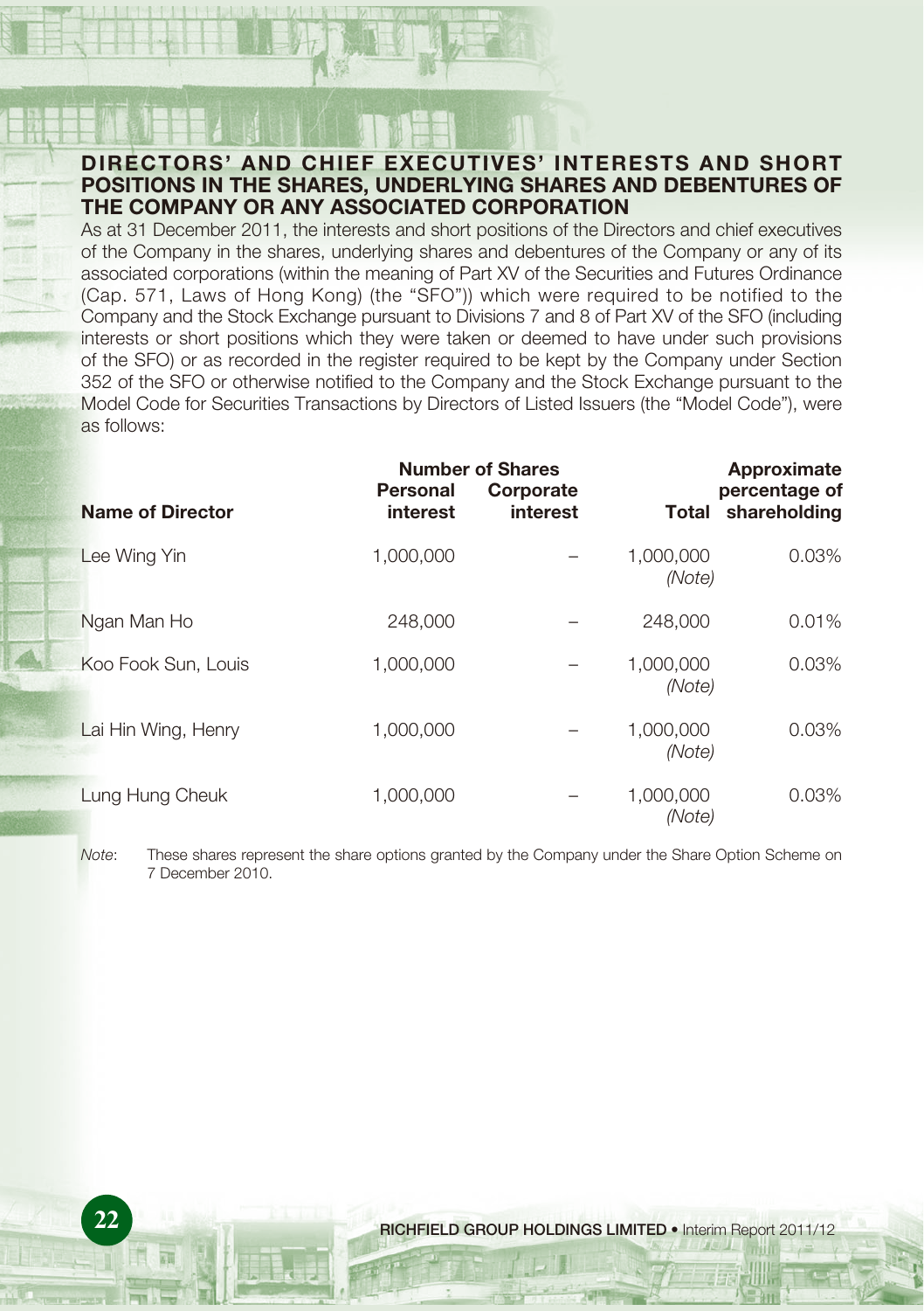## DIRECTORS' AND CHIEF EXECUTIVES' INTERESTS AND SHORT POSITIONS IN THE SHARES, UNDERLYING SHARES AND DEBENTURES OF THE COMPANY OR ANY ASSOCIATED CORPORATION

As at 31 December 2011, the interests and short positions of the Directors and chief executives of the Company in the shares, underlying shares and debentures of the Company or any of its associated corporations (within the meaning of Part XV of the Securities and Futures Ordinance (Cap. 571, Laws of Hong Kong) (the "SFO")) which were required to be notified to the Company and the Stock Exchange pursuant to Divisions 7 and 8 of Part XV of the SFO (including interests or short positions which they were taken or deemed to have under such provisions of the SFO) or as recorded in the register required to be kept by the Company under Section 352 of the SFO or otherwise notified to the Company and the Stock Exchange pursuant to the Model Code for Securities Transactions by Directors of Listed Issuers (the "Model Code"), were as follows:

| | Number of Shares | | | |
|---|---|---|---|---|
| **Name of Director** | **Personal interest** | **Corporate interest** | **Total** | **Approximate percentage of shareholding** |
| Lee Wing Yin | 1,000,000 | – | 1,000,000 *(Note)* | 0.03% |
| Ngan Man Ho | 248,000 | – | 248,000 | 0.01% |
| Koo Fook Sun, Louis | 1,000,000 | – | 1,000,000 *(Note)* | 0.03% |
| Lai Hin Wing, Henry | 1,000,000 | – | 1,000,000 *(Note)* | 0.03% |
| Lung Hung Cheuk | 1,000,000 | – | 1,000,000 *(Note)* | 0.03% |

*Note*: These shares represent the share options granted by the Company under the Share Option Scheme on 7 December 2010.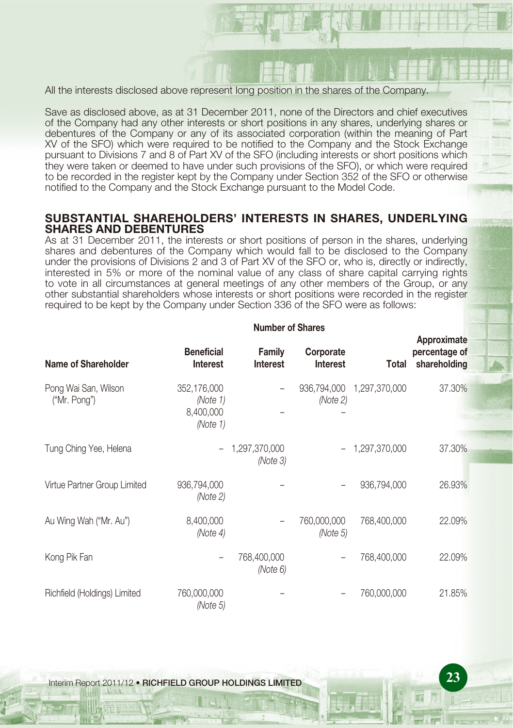All the interests disclosed above represent long position in the shares of the Company.

Save as disclosed above, as at 31 December 2011, none of the Directors and chief executives of the Company had any other interests or short positions in any shares, underlying shares or debentures of the Company or any of its associated corporation (within the meaning of Part XV of the SFO) which were required to be notified to the Company and the Stock Exchange pursuant to Divisions 7 and 8 of Part XV of the SFO (including interests or short positions which they were taken or deemed to have under such provisions of the SFO), or which were required to be recorded in the register kept by the Company under Section 352 of the SFO or otherwise notified to the Company and the Stock Exchange pursuant to the Model Code.

## SUBSTANTIAL SHAREHOLDERS' INTERESTS IN SHARES, UNDERLYING SHARES AND DEBENTURES

As at 31 December 2011, the interests or short positions of person in the shares, underlying shares and debentures of the Company which would fall to be disclosed to the Company under the provisions of Divisions 2 and 3 of Part XV of the SFO or, who is, directly or indirectly, interested in 5% or more of the nominal value of any class of share capital carrying rights to vote in all circumstances at general meetings of any other members of the Group, or any other substantial shareholders whose interests or short positions were recorded in the register required to be kept by the Company under Section 336 of the SFO were as follows:

| | Number of Shares | | | | |
|---|---|---|---|---|---|
| **Name of Shareholder** | **Beneficial Interest** | **Family Interest** | **Corporate Interest** | **Total** | **Approximate percentage of shareholding** |
| Pong Wai San, Wilson ("Mr. Pong") | 352,176,000 *(Note 1)* | – | 936,794,000 *(Note 2)* | 1,297,370,000 | 37.30% |
| | 8,400,000 *(Note 1)* | – | – | | |
| Tung Ching Yee, Helena | – | 1,297,370,000 *(Note 3)* | – | 1,297,370,000 | 37.30% |
| Virtue Partner Group Limited | 936,794,000 *(Note 2)* | – | – | 936,794,000 | 26.93% |
| Au Wing Wah ("Mr. Au") | 8,400,000 *(Note 4)* | – | 760,000,000 *(Note 5)* | 768,400,000 | 22.09% |
| Kong Pik Fan | – | 768,400,000 *(Note 6)* | – | 768,400,000 | 22.09% |
| Richfield (Holdings) Limited | 760,000,000 *(Note 5)* | – | – | 760,000,000 | 21.85% |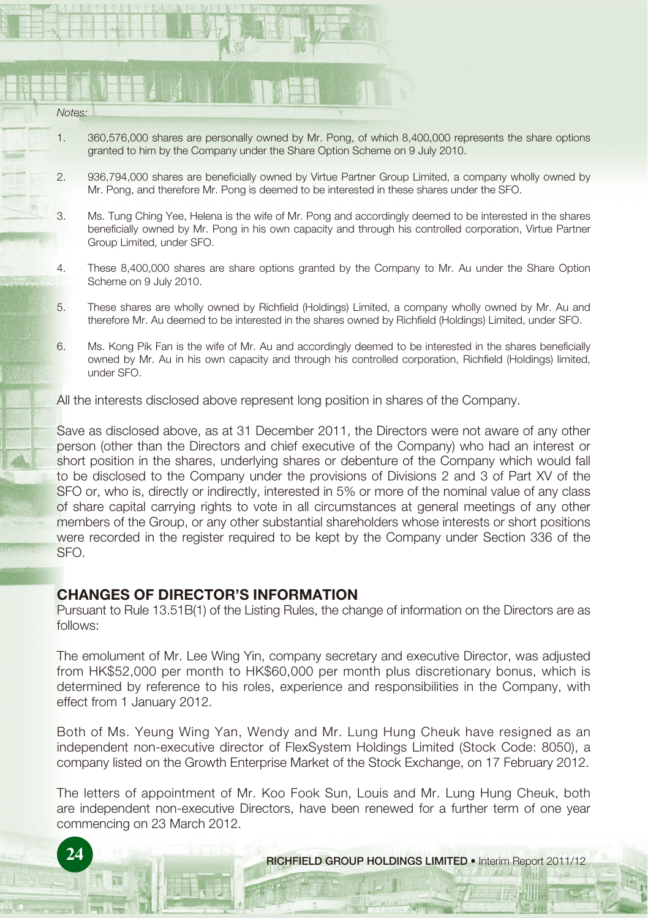*Notes:*

1. 360,576,000 shares are personally owned by Mr. Pong, of which 8,400,000 represents the share options granted to him by the Company under the Share Option Scheme on 9 July 2010.

2. 936,794,000 shares are beneficially owned by Virtue Partner Group Limited, a company wholly owned by Mr. Pong, and therefore Mr. Pong is deemed to be interested in these shares under the SFO.

3. Ms. Tung Ching Yee, Helena is the wife of Mr. Pong and accordingly deemed to be interested in the shares beneficially owned by Mr. Pong in his own capacity and through his controlled corporation, Virtue Partner Group Limited, under SFO.

4. These 8,400,000 shares are share options granted by the Company to Mr. Au under the Share Option Scheme on 9 July 2010.

5. These shares are wholly owned by Richfield (Holdings) Limited, a company wholly owned by Mr. Au and therefore Mr. Au deemed to be interested in the shares owned by Richfield (Holdings) Limited, under SFO.

6. Ms. Kong Pik Fan is the wife of Mr. Au and accordingly deemed to be interested in the shares beneficially owned by Mr. Au in his own capacity and through his controlled corporation, Richfield (Holdings) limited, under SFO.

All the interests disclosed above represent long position in shares of the Company.

Save as disclosed above, as at 31 December 2011, the Directors were not aware of any other person (other than the Directors and chief executive of the Company) who had an interest or short position in the shares, underlying shares or debenture of the Company which would fall to be disclosed to the Company under the provisions of Divisions 2 and 3 of Part XV of the SFO or, who is, directly or indirectly, interested in 5% or more of the nominal value of any class of share capital carrying rights to vote in all circumstances at general meetings of any other members of the Group, or any other substantial shareholders whose interests or short positions were recorded in the register required to be kept by the Company under Section 336 of the SFO.

## CHANGES OF DIRECTOR'S INFORMATION

Pursuant to Rule 13.51B(1) of the Listing Rules, the change of information on the Directors are as follows:

The emolument of Mr. Lee Wing Yin, company secretary and executive Director, was adjusted from HK$52,000 per month to HK$60,000 per month plus discretionary bonus, which is determined by reference to his roles, experience and responsibilities in the Company, with effect from 1 January 2012.

Both of Ms. Yeung Wing Yan, Wendy and Mr. Lung Hung Cheuk have resigned as an independent non-executive director of FlexSystem Holdings Limited (Stock Code: 8050), a company listed on the Growth Enterprise Market of the Stock Exchange, on 17 February 2012.

The letters of appointment of Mr. Koo Fook Sun, Louis and Mr. Lung Hung Cheuk, both are independent non-executive Directors, have been renewed for a further term of one year commencing on 23 March 2012.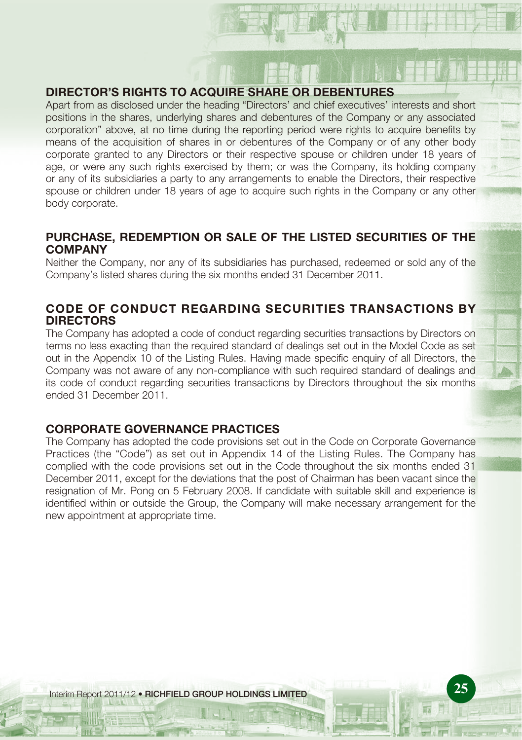## DIRECTOR'S RIGHTS TO ACQUIRE SHARE OR DEBENTURES

Apart from as disclosed under the heading "Directors' and chief executives' interests and short positions in the shares, underlying shares and debentures of the Company or any associated corporation" above, at no time during the reporting period were rights to acquire benefits by means of the acquisition of shares in or debentures of the Company or of any other body corporate granted to any Directors or their respective spouse or children under 18 years of age, or were any such rights exercised by them; or was the Company, its holding company or any of its subsidiaries a party to any arrangements to enable the Directors, their respective spouse or children under 18 years of age to acquire such rights in the Company or any other body corporate.

## PURCHASE, REDEMPTION OR SALE OF THE LISTED SECURITIES OF THE COMPANY

Neither the Company, nor any of its subsidiaries has purchased, redeemed or sold any of the Company's listed shares during the six months ended 31 December 2011.

## CODE OF CONDUCT REGARDING SECURITIES TRANSACTIONS BY DIRECTORS

The Company has adopted a code of conduct regarding securities transactions by Directors on terms no less exacting than the required standard of dealings set out in the Model Code as set out in the Appendix 10 of the Listing Rules. Having made specific enquiry of all Directors, the Company was not aware of any non-compliance with such required standard of dealings and its code of conduct regarding securities transactions by Directors throughout the six months ended 31 December 2011.

## CORPORATE GOVERNANCE PRACTICES

The Company has adopted the code provisions set out in the Code on Corporate Governance Practices (the "Code") as set out in Appendix 14 of the Listing Rules. The Company has complied with the code provisions set out in the Code throughout the six months ended 31 December 2011, except for the deviations that the post of Chairman has been vacant since the resignation of Mr. Pong on 5 February 2008. If candidate with suitable skill and experience is identified within or outside the Group, the Company will make necessary arrangement for the new appointment at appropriate time.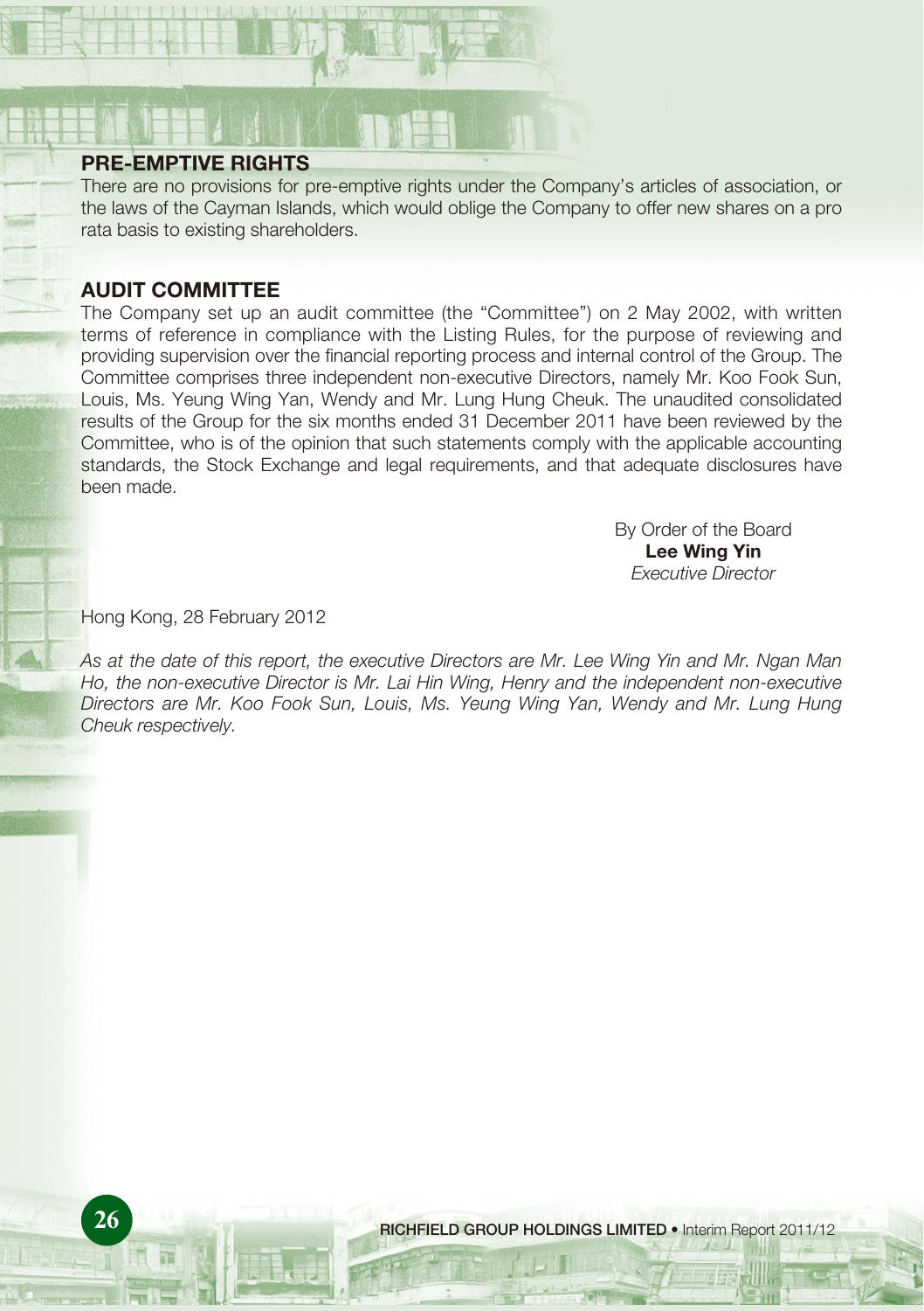## PRE-EMPTIVE RIGHTS

There are no provisions for pre-emptive rights under the Company's articles of association, or the laws of the Cayman Islands, which would oblige the Company to offer new shares on a pro rata basis to existing shareholders.

## AUDIT COMMITTEE

The Company set up an audit committee (the "Committee") on 2 May 2002, with written terms of reference in compliance with the Listing Rules, for the purpose of reviewing and providing supervision over the financial reporting process and internal control of the Group. The Committee comprises three independent non-executive Directors, namely Mr. Koo Fook Sun, Louis, Ms. Yeung Wing Yan, Wendy and Mr. Lung Hung Cheuk. The unaudited consolidated results of the Group for the six months ended 31 December 2011 have been reviewed by the Committee, who is of the opinion that such statements comply with the applicable accounting standards, the Stock Exchange and legal requirements, and that adequate disclosures have been made.

By Order of the Board
**Lee Wing Yin**
*Executive Director*

Hong Kong, 28 February 2012

*As at the date of this report, the executive Directors are Mr. Lee Wing Yin and Mr. Ngan Man Ho, the non-executive Director is Mr. Lai Hin Wing, Henry and the independent non-executive Directors are Mr. Koo Fook Sun, Louis, Ms. Yeung Wing Yan, Wendy and Mr. Lung Hung Cheuk respectively.*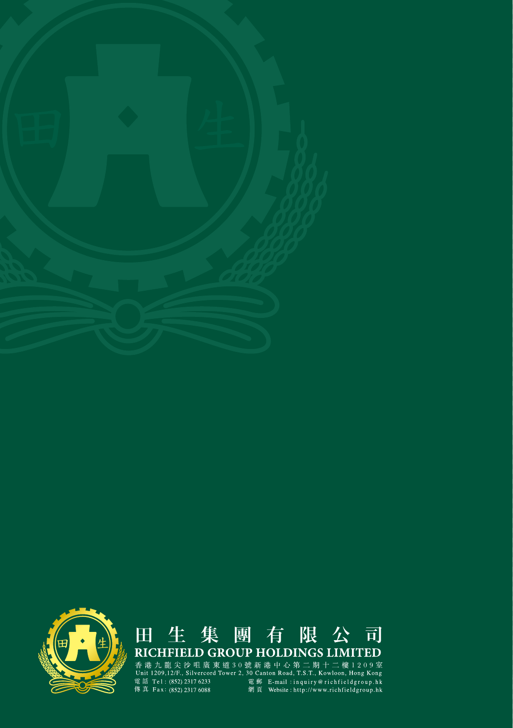# 田 生 集 團 有 限 公 司

## RICHFIELD GROUP HOLDINGS LIMITED

香港九龍尖沙咀廣東道30號新港中心第二期十二樓1209室
Unit 1209,12/F., Silvercord Tower 2, 30 Canton Road, T.S.T., Kowloon, Hong Kong

電話 Tel: (852) 2317 6233
傳真 Fax: (852) 2317 6088
電郵 E-mail: inquiry@richfieldgroup.hk
網頁 Website: http://www.richfieldgroup.hk